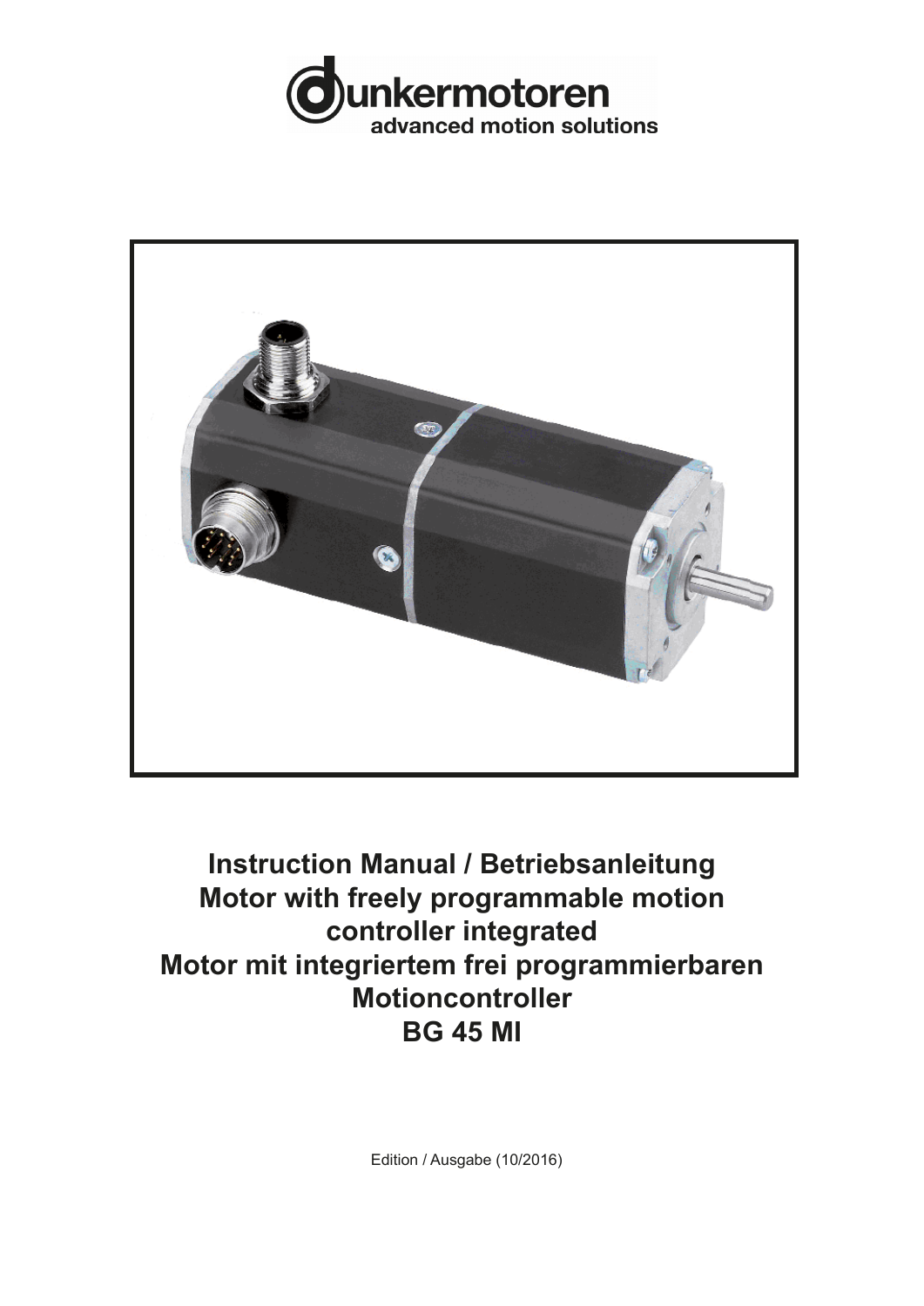dunkermotoren
advanced motion solutions

# Instruction Manual / Betriebsanleitung
# Motor with freely programmable motion controller integrated
# Motor mit integriertem frei programmierbaren Motioncontroller
# BG 45 MI

Edition / Ausgabe (10/2016)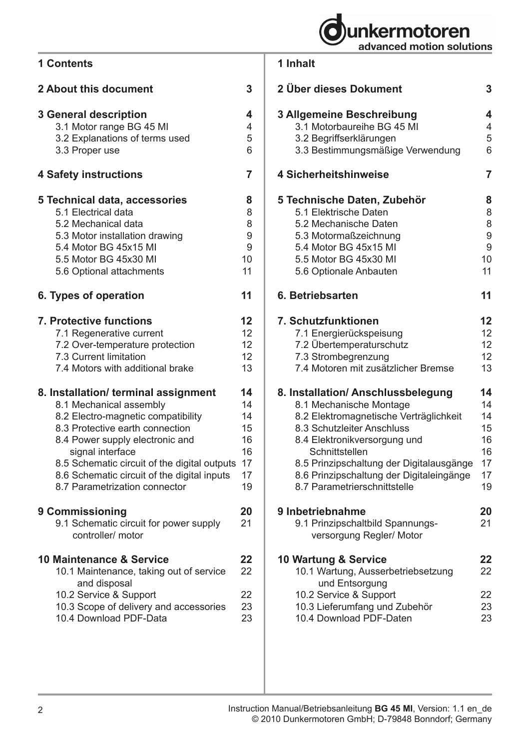## 1 Contents

| | |
|---|---|
| **2 About this document** | **3** |
| **3 General description** | **4** |
| 3.1 Motor range BG 45 MI | 4 |
| 3.2 Explanations of terms used | 5 |
| 3.3 Proper use | 6 |
| **4 Safety instructions** | **7** |
| **5 Technical data, accessories** | **8** |
| 5.1 Electrical data | 8 |
| 5.2 Mechanical data | 8 |
| 5.3 Motor installation drawing | 9 |
| 5.4 Motor BG 45x15 MI | 9 |
| 5.5 Motor BG 45x30 MI | 10 |
| 5.6 Optional attachments | 11 |
| **6. Types of operation** | **11** |
| **7. Protective functions** | **12** |
| 7.1 Regenerative current | 12 |
| 7.2 Over-temperature protection | 12 |
| 7.3 Current limitation | 12 |
| 7.4 Motors with additional brake | 13 |
| **8. Installation/ terminal assignment** | **14** |
| 8.1 Mechanical assembly | 14 |
| 8.2 Electro-magnetic compatibility | 14 |
| 8.3 Protective earth connection | 15 |
| 8.4 Power supply electronic and signal interface | 16 |
| 8.5 Schematic circuit of the digital outputs | 17 |
| 8.6 Schematic circuit of the digital inputs | 17 |
| 8.7 Parametrization connector | 19 |
| **9 Commissioning** | **20** |
| 9.1 Schematic circuit for power supply controller/ motor | 21 |
| **10 Maintenance & Service** | **22** |
| 10.1 Maintenance, taking out of service and disposal | 22 |
| 10.2 Service & Support | 22 |
| 10.3 Scope of delivery and accessories | 23 |
| 10.4 Download PDF-Data | 23 |

## 1 Inhalt

| | |
|---|---|
| **2 Über dieses Dokument** | **3** |
| **3 Allgemeine Beschreibung** | **4** |
| 3.1 Motorbaureihe BG 45 MI | 4 |
| 3.2 Begriffserklärungen | 5 |
| 3.3 Bestimmungsmäßige Verwendung | 6 |
| **4 Sicherheitshinweise** | **7** |
| **5 Technische Daten, Zubehör** | **8** |
| 5.1 Elektrische Daten | 8 |
| 5.2 Mechanische Daten | 8 |
| 5.3 Motormaßzeichnung | 9 |
| 5.4 Motor BG 45x15 MI | 9 |
| 5.5 Motor BG 45x30 MI | 10 |
| 5.6 Optionale Anbauten | 11 |
| **6. Betriebsarten** | **11** |
| **7. Schutzfunktionen** | **12** |
| 7.1 Energierückspeisung | 12 |
| 7.2 Übertemperaturschutz | 12 |
| 7.3 Strombegrenzung | 12 |
| 7.4 Motoren mit zusätzlicher Bremse | 13 |
| **8. Installation/ Anschlussbelegung** | **14** |
| 8.1 Mechanische Montage | 14 |
| 8.2 Elektromagnetische Verträglichkeit | 14 |
| 8.3 Schutzleiter Anschluss | 15 |
| 8.4 Elektronikversorgung und Schnittstellen | 16 |
| 8.5 Prinzipschaltung der Digitalausgänge | 17 |
| 8.6 Prinzipschaltung der Digitaleingänge | 17 |
| 8.7 Parametrierschnittstelle | 19 |
| **9 Inbetriebnahme** | **20** |
| 9.1 Prinzipschaltbild Spannungsversorgung Regler/ Motor | 21 |
| **10 Wartung & Service** | **22** |
| 10.1 Wartung, Ausserbetriebsetzung und Entsorgung | 22 |
| 10.2 Service & Support | 22 |
| 10.3 Lieferumfang und Zubehör | 23 |
| 10.4 Download PDF-Daten | 23 |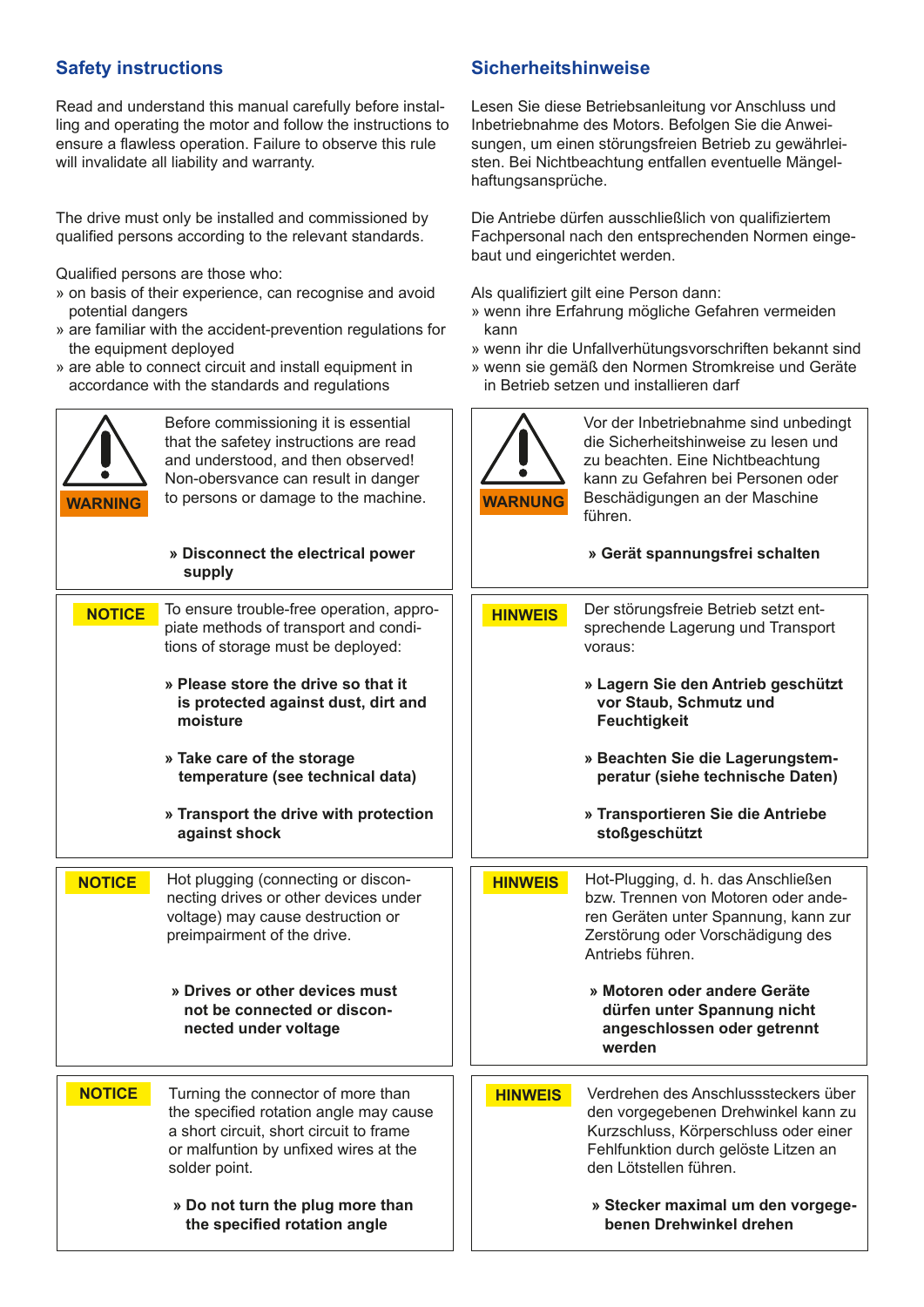## Safety instructions

Read and understand this manual carefully before installing and operating the motor and follow the instructions to ensure a flawless operation. Failure to observe this rule will invalidate all liability and warranty.

The drive must only be installed and commissioned by qualified persons according to the relevant standards.

Qualified persons are those who:

» on basis of their experience, can recognise and avoid potential dangers
» are familiar with the accident-prevention regulations for the equipment deployed
» are able to connect circuit and install equipment in accordance with the standards and regulations

**WARNING**

Before commissioning it is essential that the safetey instructions are read and understood, and then observed! Non-obersvance can result in danger to persons or damage to the machine.

**» Disconnect the electrical power supply**

**NOTICE**

To ensure trouble-free operation, appropiate methods of transport and conditions of storage must be deployed:

**» Please store the drive so that it is protected against dust, dirt and moisture**

**» Take care of the storage temperature (see technical data)**

**» Transport the drive with protection against shock**

**NOTICE**

Hot plugging (connecting or disconnecting drives or other devices under voltage) may cause destruction or preimpairment of the drive.

**» Drives or other devices must not be connected or disconnected under voltage**

**NOTICE**

Turning the connector of more than the specified rotation angle may cause a short circuit, short circuit to frame or malfuntion by unfixed wires at the solder point.

**» Do not turn the plug more than the specified rotation angle**

## Sicherheitshinweise

Lesen Sie diese Betriebsanleitung vor Anschluss und Inbetriebnahme des Motors. Befolgen Sie die Anweisungen, um einen störungsfreien Betrieb zu gewährleisten. Bei Nichtbeachtung entfallen eventuelle Mängelhaftungsansprüche.

Die Antriebe dürfen ausschließlich von qualifiziertem Fachpersonal nach den entsprechenden Normen eingebaut und eingerichtet werden.

Als qualifiziert gilt eine Person dann:

» wenn ihre Erfahrung mögliche Gefahren vermeiden kann
» wenn ihr die Unfallverhütungsvorschriften bekannt sind
» wenn sie gemäß den Normen Stromkreise und Geräte in Betrieb setzen und installieren darf

**WARNUNG**

Vor der Inbetriebnahme sind unbedingt die Sicherheitshinweise zu lesen und zu beachten. Eine Nichtbeachtung kann zu Gefahren bei Personen oder Beschädigungen an der Maschine führen.

**» Gerät spannungsfrei schalten**

**HINWEIS**

Der störungsfreie Betrieb setzt entsprechende Lagerung und Transport voraus:

**» Lagern Sie den Antrieb geschützt vor Staub, Schmutz und Feuchtigkeit**

**» Beachten Sie die Lagerungstemperatur (siehe technische Daten)**

**» Transportieren Sie die Antriebe stoßgeschützt**

**HINWEIS**

Hot-Plugging, d. h. das Anschließen bzw. Trennen von Motoren oder anderen Geräten unter Spannung, kann zur Zerstörung oder Vorschädigung des Antriebs führen.

**» Motoren oder andere Geräte dürfen unter Spannung nicht angeschlossen oder getrennt werden**

**HINWEIS**

Verdrehen des Anschlusssteckers über den vorgegebenen Drehwinkel kann zu Kurzschluss, Körperschluss oder einer Fehlfunktion durch gelöste Litzen an den Lötstellen führen.

**» Stecker maximal um den vorgegebenen Drehwinkel drehen**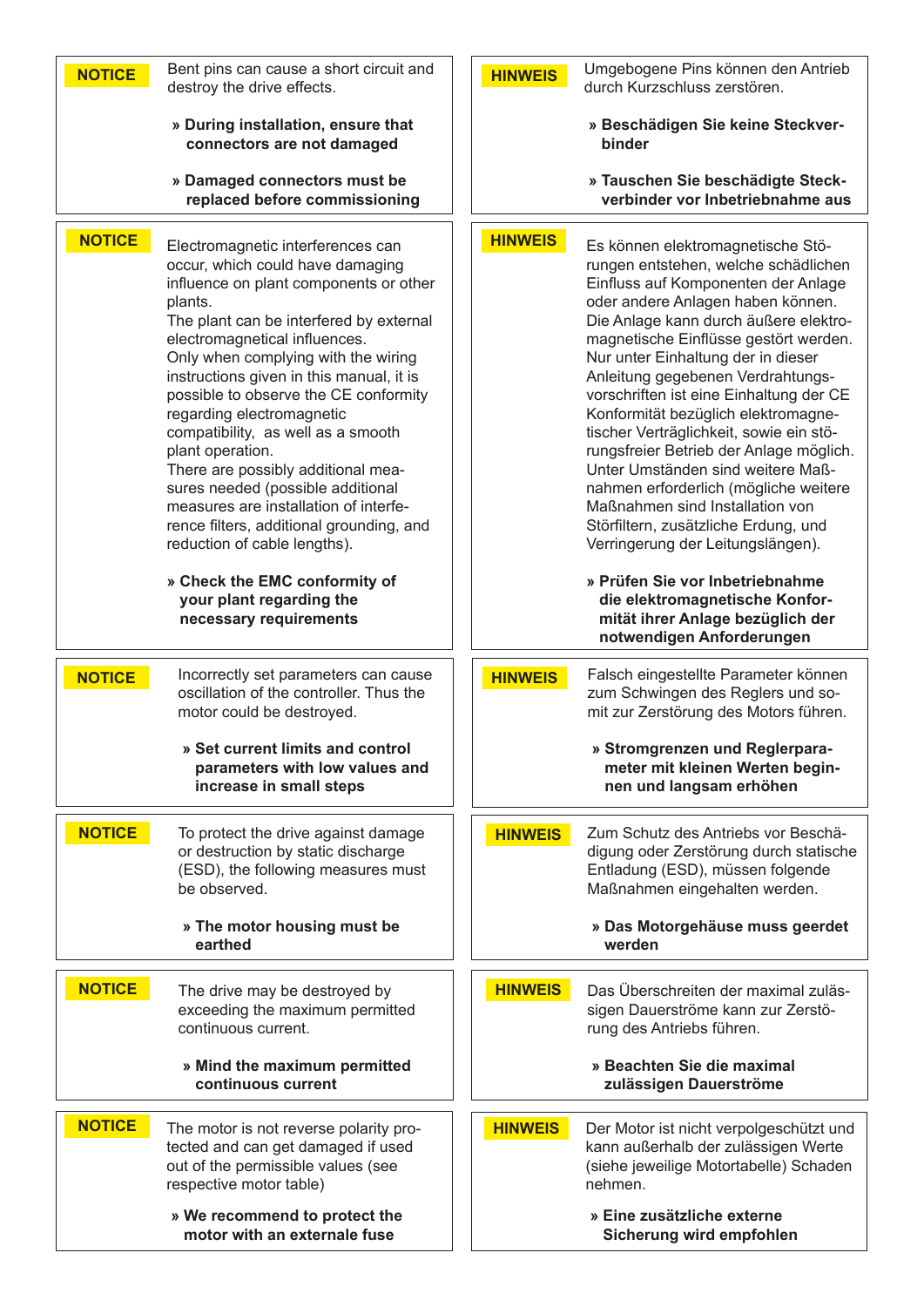**NOTICE**

Bent pins can cause a short circuit and destroy the drive effects.

**» During installation, ensure that connectors are not damaged**

**» Damaged connectors must be replaced before commissioning**

**NOTICE**

Electromagnetic interferences can occur, which could have damaging influence on plant components or other plants.
The plant can be interfered by external electromagnetical influences.
Only when complying with the wiring instructions given in this manual, it is possible to observe the CE conformity regarding electromagnetic compatibility, as well as a smooth plant operation.
There are possibly additional measures needed (possible additional measures are installation of interference filters, additional grounding, and reduction of cable lengths).

**» Check the EMC conformity of your plant regarding the necessary requirements**

**NOTICE**

Incorrectly set parameters can cause oscillation of the controller. Thus the motor could be destroyed.

**» Set current limits and control parameters with low values and increase in small steps**

**NOTICE**

To protect the drive against damage or destruction by static discharge (ESD), the following measures must be observed.

**» The motor housing must be earthed**

**NOTICE**

The drive may be destroyed by exceeding the maximum permitted continuous current.

**» Mind the maximum permitted continuous current**

**NOTICE**

The motor is not reverse polarity protected and can get damaged if used out of the permissible values (see respective motor table)

**» We recommend to protect the motor with an externale fuse**

**HINWEIS**

Umgebogene Pins können den Antrieb durch Kurzschluss zerstören.

**» Beschädigen Sie keine Steckverbinder**

**» Tauschen Sie beschädigte Steckverbinder vor Inbetriebnahme aus**

**HINWEIS**

Es können elektromagnetische Störungen entstehen, welche schädlichen Einfluss auf Komponenten der Anlage oder andere Anlagen haben können.
Die Anlage kann durch äußere elektromagnetische Einflüsse gestört werden.
Nur unter Einhaltung der in dieser Anleitung gegebenen Verdrahtungsvorschriften ist eine Einhaltung der CE Konformität bezüglich elektromagnetischer Verträglichkeit, sowie ein störungsfreier Betrieb der Anlage möglich.
Unter Umständen sind weitere Maßnahmen erforderlich (mögliche weitere Maßnahmen sind Installation von Störfiltern, zusätzliche Erdung, und Verringerung der Leitungslängen).

**» Prüfen Sie vor Inbetriebnahme die elektromagnetische Konformität ihrer Anlage bezüglich der notwendigen Anforderungen**

**HINWEIS**

Falsch eingestellte Parameter können zum Schwingen des Reglers und somit zur Zerstörung des Motors führen.

**» Stromgrenzen und Reglerparameter mit kleinen Werten beginnen und langsam erhöhen**

**HINWEIS**

Zum Schutz des Antriebs vor Beschädigung oder Zerstörung durch statische Entladung (ESD), müssen folgende Maßnahmen eingehalten werden.

**» Das Motorgehäuse muss geerdet werden**

**HINWEIS**

Das Überschreiten der maximal zulässigen Dauerströme kann zur Zerstörung des Antriebs führen.

**» Beachten Sie die maximal zulässigen Dauerströme**

**HINWEIS**

Der Motor ist nicht verpolgeschützt und kann außerhalb der zulässigen Werte (siehe jeweilige Motortabelle) Schaden nehmen.

**» Eine zusätzliche externe Sicherung wird empfohlen**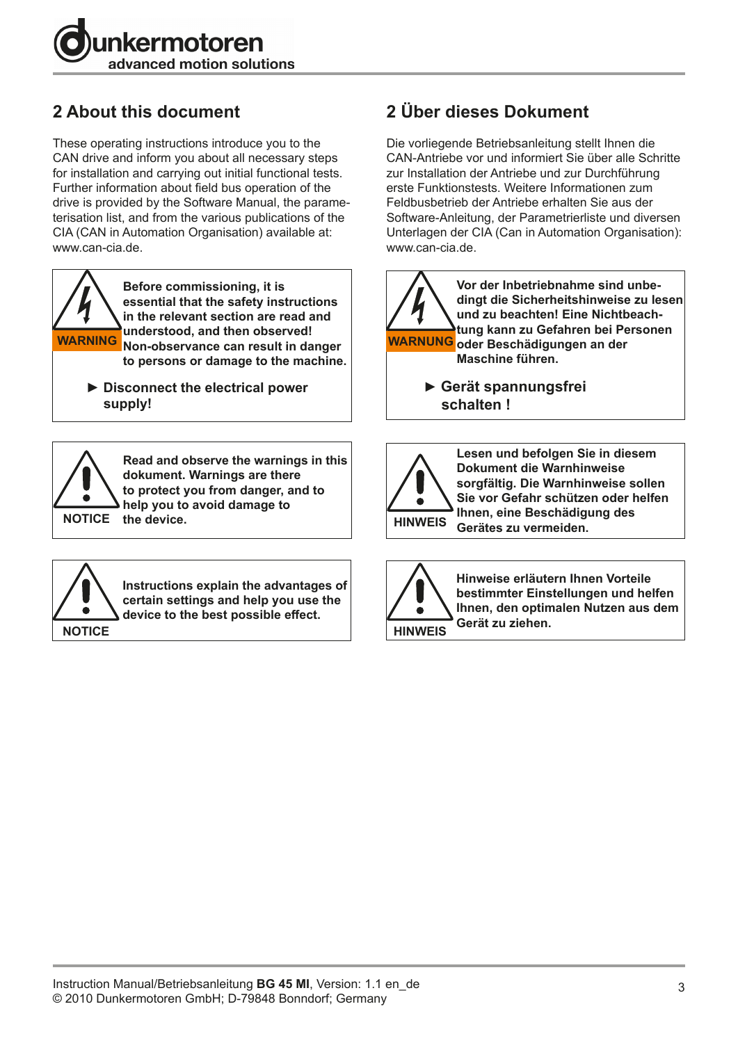## 2 About this document

These operating instructions introduce you to the CAN drive and inform you about all necessary steps for installation and carrying out initial functional tests. Further information about field bus operation of the drive is provided by the Software Manual, the parameterisation list, and from the various publications of the CIA (CAN in Automation Organisation) available at: www.can-cia.de.

> **WARNING**
>
> **Before commissioning, it is essential that the safety instructions in the relevant section are read and understood, and then observed! Non-observance can result in danger to persons or damage to the machine.**
>
> **► Disconnect the electrical power supply!**

> **NOTICE**
>
> **Read and observe the warnings in this dokument. Warnings are there to protect you from danger, and to help you to avoid damage to the device.**

> **NOTICE**
>
> **Instructions explain the advantages of certain settings and help you use the device to the best possible effect.**

## 2 Über dieses Dokument

Die vorliegende Betriebsanleitung stellt Ihnen die CAN-Antriebe vor und informiert Sie über alle Schritte zur Installation der Antriebe und zur Durchführung erste Funktionstests. Weitere Informationen zum Feldbusbetrieb der Antriebe erhalten Sie aus der Software-Anleitung, der Parametrierliste und diversen Unterlagen der CIA (Can in Automation Organisation): www.can-cia.de.

> **WARNUNG**
>
> **Vor der Inbetriebnahme sind unbedingt die Sicherheitshinweise zu lesen und zu beachten! Eine Nichtbeachtung kann zu Gefahren bei Personen oder Beschädigungen an der Maschine führen.**
>
> **► Gerät spannungsfrei schalten !**

> **HINWEIS**
>
> **Lesen und befolgen Sie in diesem Dokument die Warnhinweise sorgfältig. Die Warnhinweise sollen Sie vor Gefahr schützen oder helfen Ihnen, eine Beschädigung des Gerätes zu vermeiden.**

> **HINWEIS**
>
> **Hinweise erläutern Ihnen Vorteile bestimmter Einstellungen und helfen Ihnen, den optimalen Nutzen aus dem Gerät zu ziehen.**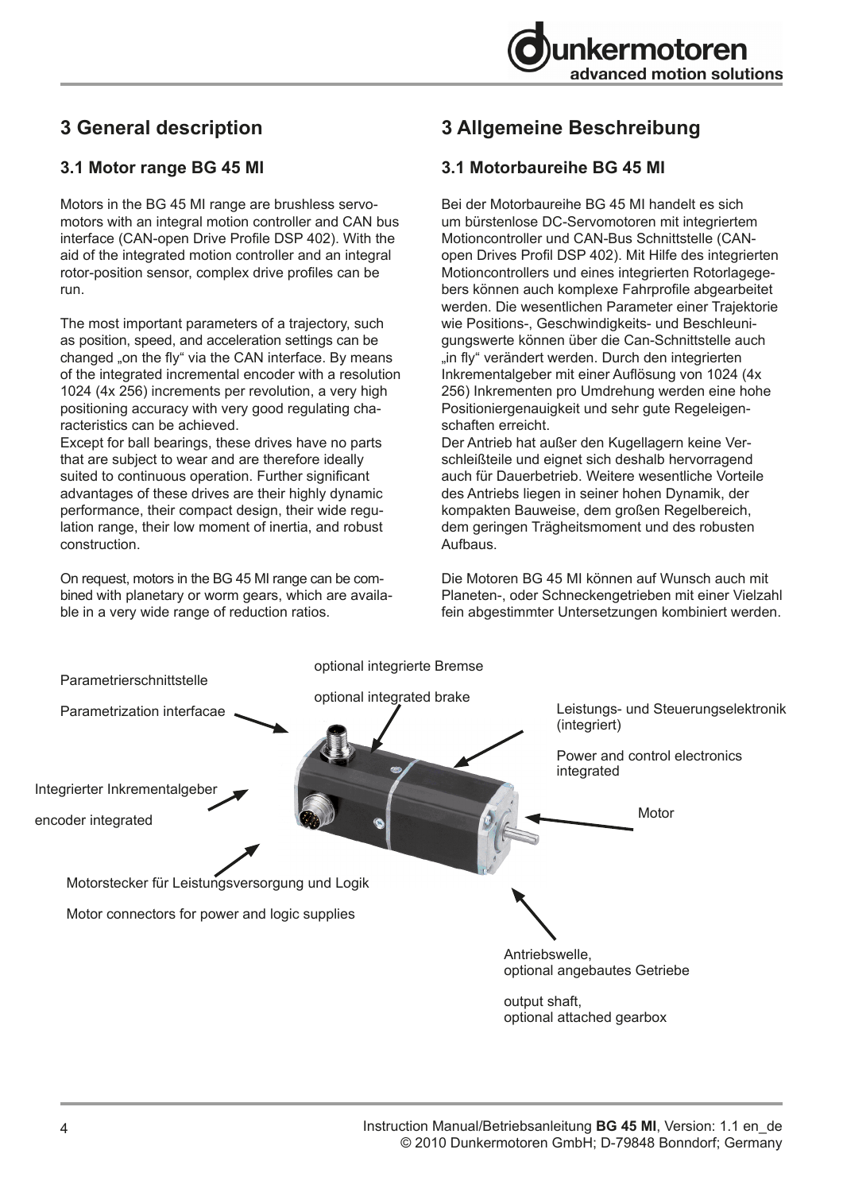## 3 General description

### 3.1 Motor range BG 45 MI

Motors in the BG 45 MI range are brushless servomotors with an integral motion controller and CAN bus interface (CAN-open Drive Profile DSP 402). With the aid of the integrated motion controller and an integral rotor-position sensor, complex drive profiles can be run.

The most important parameters of a trajectory, such as position, speed, and acceleration settings can be changed „on the fly“ via the CAN interface. By means of the integrated incremental encoder with a resolution 1024 (4x 256) increments per revolution, a very high positioning accuracy with very good regulating characteristics can be achieved.
Except for ball bearings, these drives have no parts that are subject to wear and are therefore ideally suited to continuous operation. Further significant advantages of these drives are their highly dynamic performance, their compact design, their wide regulation range, their low moment of inertia, and robust construction.

On request, motors in the BG 45 MI range can be combined with planetary or worm gears, which are available in a very wide range of reduction ratios.

## 3 Allgemeine Beschreibung

### 3.1 Motorbaureihe BG 45 MI

Bei der Motorbaureihe BG 45 MI handelt es sich um bürstenlose DC-Servomotoren mit integriertem Motioncontroller und CAN-Bus Schnittstelle (CAN-open Drives Profil DSP 402). Mit Hilfe des integrierten Motioncontrollers und eines integrierten Rotorlagegebers können auch komplexe Fahrprofile abgearbeitet werden. Die wesentlichen Parameter einer Trajektorie wie Positions-, Geschwindigkeits- und Beschleunigungswerte können über die Can-Schnittstelle auch „in fly“ verändert werden. Durch den integrierten Inkrementalgeber mit einer Auflösung von 1024 (4x 256) Inkrementen pro Umdrehung werden eine hohe Positioniergenauigkeit und sehr gute Regeleigenschaften erreicht.
Der Antrieb hat außer den Kugellagern keine Verschleißteile und eignet sich deshalb hervorragend auch für Dauerbetrieb. Weitere wesentliche Vorteile des Antriebs liegen in seiner hohen Dynamik, der kompakten Bauweise, dem großen Regelbereich, dem geringen Trägheitsmoment und des robusten Aufbaus.

Die Motoren BG 45 MI können auf Wunsch auch mit Planeten-, oder Schneckengetrieben mit einer Vielzahl fein abgestimmter Untersetzungen kombiniert werden.

Parametrierschnittstelle

Parametrization interfacae

optional integrierte Bremse

optional integrated brake

Leistungs- und Steuerungselektronik (integriert)

Power and control electronics integrated

Integrierter Inkrementalgeber

encoder integrated

Motor

Motorstecker für Leistungsversorgung und Logik

Motor connectors for power and logic supplies

Antriebswelle, optional angebautes Getriebe

output shaft, optional attached gearbox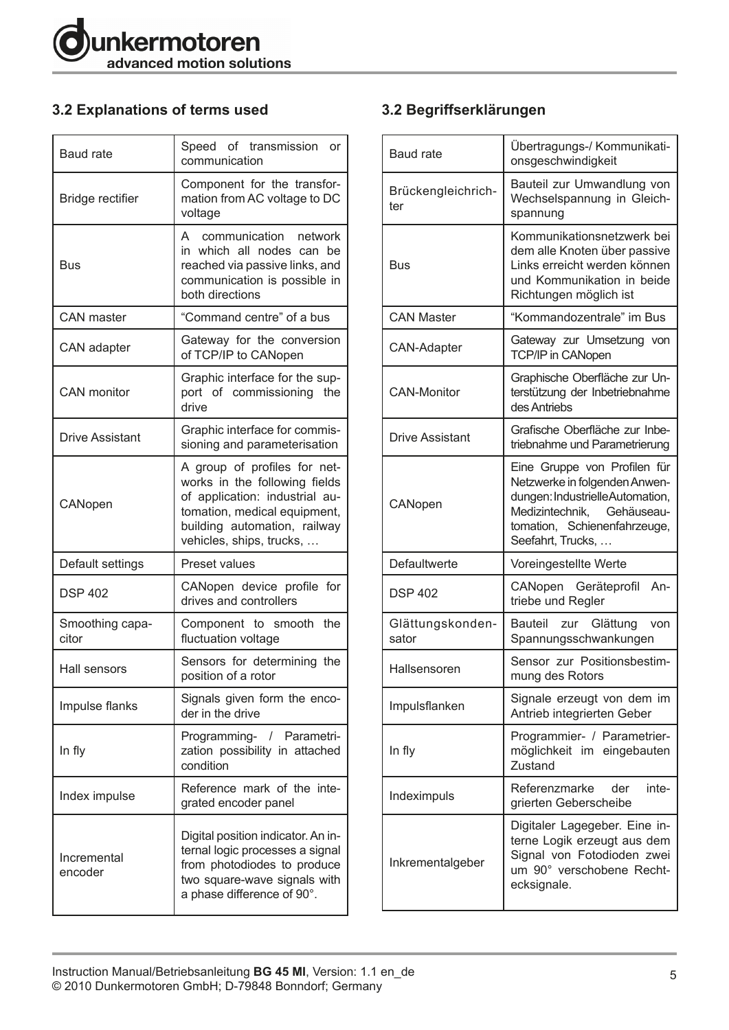## 3.2 Explanations of terms used

| Baud rate | Speed of transmission or communication |
|---|---|
| Bridge rectifier | Component for the transformation from AC voltage to DC voltage |
| Bus | A communication network in which all nodes can be reached via passive links, and communication is possible in both directions |
| CAN master | “Command centre” of a bus |
| CAN adapter | Gateway for the conversion of TCP/IP to CANopen |
| CAN monitor | Graphic interface for the support of commissioning the drive |
| Drive Assistant | Graphic interface for commissioning and parameterisation |
| CANopen | A group of profiles for networks in the following fields of application: industrial automation, medical equipment, building automation, railway vehicles, ships, trucks, … |
| Default settings | Preset values |
| DSP 402 | CANopen device profile for drives and controllers |
| Smoothing capacitor | Component to smooth the fluctuation voltage |
| Hall sensors | Sensors for determining the position of a rotor |
| Impulse flanks | Signals given form the encoder in the drive |
| In fly | Programming- / Parametrization possibility in attached condition |
| Index impulse | Reference mark of the integrated encoder panel |
| Incremental encoder | Digital position indicator. An internal logic processes a signal from photodiodes to produce two square-wave signals with a phase difference of 90°. |

## 3.2 Begriffserklärungen

| Baud rate | Übertragungs-/ Kommunikationsgeschwindigkeit |
|---|---|
| Brückengleichrichter | Bauteil zur Umwandlung von Wechselspannung in Gleichspannung |
| Bus | Kommunikationsnetzwerk bei dem alle Knoten über passive Links erreicht werden können und Kommunikation in beide Richtungen möglich ist |
| CAN Master | “Kommandozentrale” im Bus |
| CAN-Adapter | Gateway zur Umsetzung von TCP/IP in CANopen |
| CAN-Monitor | Graphische Oberfläche zur Unterstützung der Inbetriebnahme des Antriebs |
| Drive Assistant | Grafische Oberfläche zur Inbetriebnahme und Parametrierung |
| CANopen | Eine Gruppe von Profilen für Netzwerke in folgenden Anwendungen: Industrielle Automation, Medizintechnik, Gehäuseautomation, Schienenfahrzeuge, Seefahrt, Trucks, … |
| Defaultwerte | Voreingestellte Werte |
| DSP 402 | CANopen Geräteprofil Antriebe und Regler |
| Glättungskondensator | Bauteil zur Glättung von Spannungsschwankungen |
| Hallsensoren | Sensor zur Positionsbestimmung des Rotors |
| Impulsflanken | Signale erzeugt von dem im Antrieb integrierten Geber |
| In fly | Programmier- / Parametriermöglichkeit im eingebauten Zustand |
| Indeximpuls | Referenzmarke der integrierten Geberscheibe |
| Inkrementalgeber | Digitaler Lagegeber. Eine interne Logik erzeugt aus dem Signal von Fotodioden zwei um 90° verschobene Rechtecksignale. |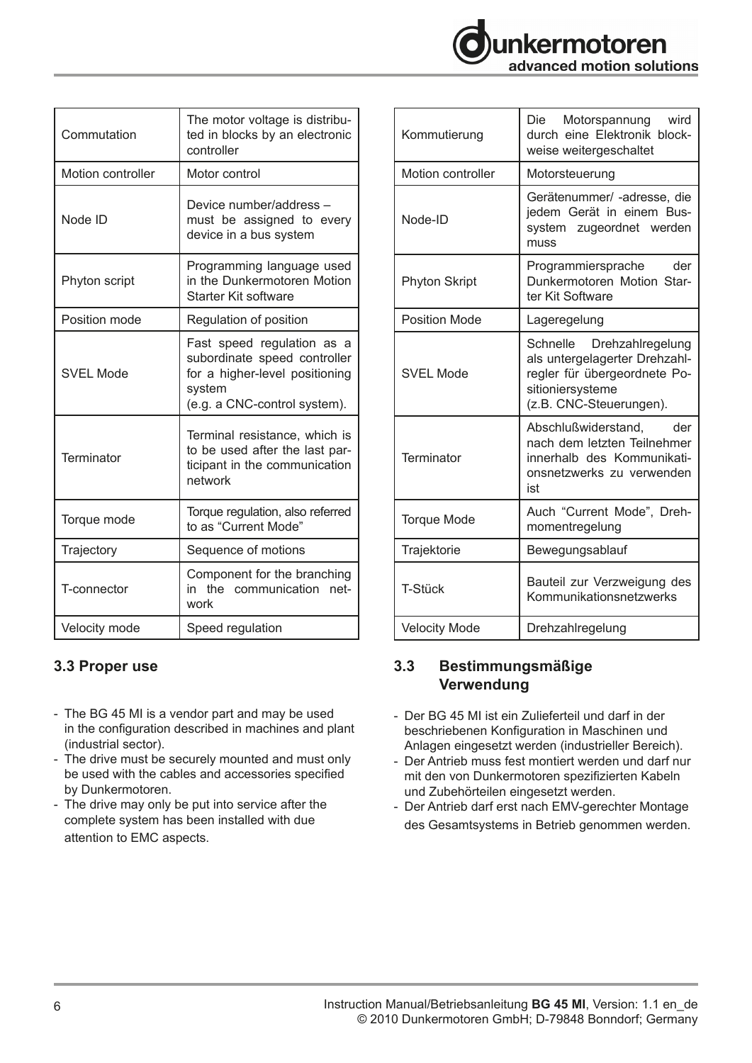| Commutation | The motor voltage is distributed in blocks by an electronic controller |
|---|---|
| Motion controller | Motor control |
| Node ID | Device number/address – must be assigned to every device in a bus system |
| Phyton script | Programming language used in the Dunkermotoren Motion Starter Kit software |
| Position mode | Regulation of position |
| SVEL Mode | Fast speed regulation as a subordinate speed controller for a higher-level positioning system (e.g. a CNC-control system). |
| Terminator | Terminal resistance, which is to be used after the last participant in the communication network |
| Torque mode | Torque regulation, also referred to as "Current Mode" |
| Trajectory | Sequence of motions |
| T-connector | Component for the branching in the communication network |
| Velocity mode | Speed regulation |

## 3.3 Proper use

- The BG 45 MI is a vendor part and may be used in the configuration described in machines and plant (industrial sector).
- The drive must be securely mounted and must only be used with the cables and accessories specified by Dunkermotoren.
- The drive may only be put into service after the complete system has been installed with due attention to EMC aspects.

| Kommutierung | Die Motorspannung wird durch eine Elektronik blockweise weitergeschaltet |
|---|---|
| Motion controller | Motorsteuerung |
| Node-ID | Gerätenummer/ -adresse, die jedem Gerät in einem Bussystem zugeordnet werden muss |
| Phyton Skript | Programmiersprache der Dunkermotoren Motion Starter Kit Software |
| Position Mode | Lageregelung |
| SVEL Mode | Schnelle Drehzahlregelung als untergelagerter Drehzahlregler für übergeordnete Positioniersysteme (z.B. CNC-Steuerungen). |
| Terminator | Abschlußwiderstand, der nach dem letzten Teilnehmer innerhalb des Kommunikationsnetzwerks zu verwenden ist |
| Torque Mode | Auch "Current Mode", Drehmomentregelung |
| Trajektorie | Bewegungsablauf |
| T-Stück | Bauteil zur Verzweigung des Kommunikationsnetzwerks |
| Velocity Mode | Drehzahlregelung |

## 3.3 Bestimmungsmäßige Verwendung

- Der BG 45 MI ist ein Zulieferteil und darf in der beschriebenen Konfiguration in Maschinen und Anlagen eingesetzt werden (industrieller Bereich).
- Der Antrieb muss fest montiert werden und darf nur mit den von Dunkermotoren spezifizierten Kabeln und Zubehörteilen eingesetzt werden.
- Der Antrieb darf erst nach EMV-gerechter Montage des Gesamtsystems in Betrieb genommen werden.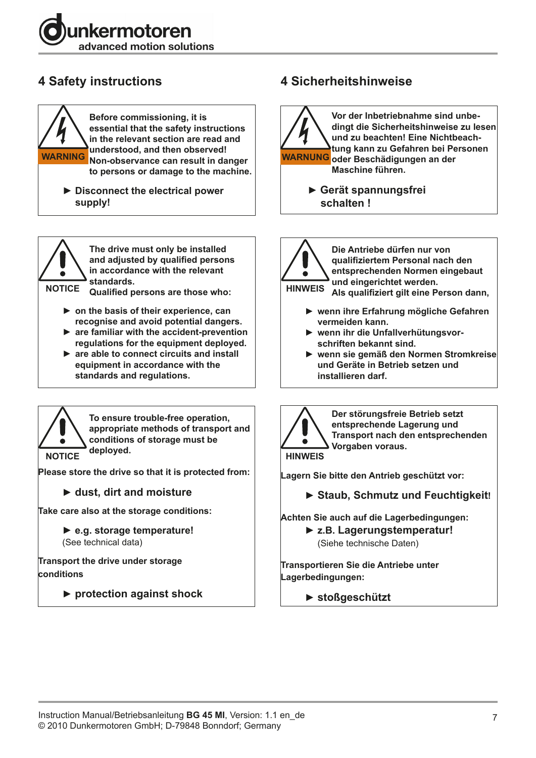## 4 Safety instructions

**WARNING**

**Before commissioning, it is essential that the safety instructions in the relevant section are read and understood, and then observed! Non-observance can result in danger to persons or damage to the machine.**

► **Disconnect the electrical power supply!**

**NOTICE**

**The drive must only be installed and adjusted by qualified persons in accordance with the relevant standards. Qualified persons are those who:**

- ► **on the basis of their experience, can recognise and avoid potential dangers.**
- ► **are familiar with the accident-prevention regulations for the equipment deployed.**
- ► **are able to connect circuits and install equipment in accordance with the standards and regulations.**

**NOTICE**

**To ensure trouble-free operation, appropriate methods of transport and conditions of storage must be deployed.**

**Please store the drive so that it is protected from:**

► **dust, dirt and moisture**

**Take care also at the storage conditions:**

► **e.g. storage temperature!**
(See technical data)

**Transport the drive under storage conditions**

► **protection against shock**

## 4 Sicherheitshinweise

**WARNUNG**

**Vor der Inbetriebnahme sind unbedingt die Sicherheitshinweise zu lesen und zu beachten! Eine Nichtbeachtung kann zu Gefahren bei Personen oder Beschädigungen an der Maschine führen.**

► **Gerät spannungsfrei schalten !**

**HINWEIS**

**Die Antriebe dürfen nur von qualifiziertem Personal nach den entsprechenden Normen eingebaut und eingerichtet werden. Als qualifiziert gilt eine Person dann,**

- ► **wenn ihre Erfahrung mögliche Gefahren vermeiden kann.**
- ► **wenn ihr die Unfallverhütungsvorschriften bekannt sind.**
- ► **wenn sie gemäß den Normen Stromkreise und Geräte in Betrieb setzen und installieren darf.**

**HINWEIS**

**Der störungsfreie Betrieb setzt entsprechende Lagerung und Transport nach den entsprechenden Vorgaben voraus.**

**Lagern Sie bitte den Antrieb geschützt vor:**

► **Staub, Schmutz und Feuchtigkeit!**

**Achten Sie auch auf die Lagerbedingungen:**

► **z.B. Lagerungstemperatur!**
(Siehe technische Daten)

**Transportieren Sie die Antriebe unter Lagerbedingungen:**

► **stoßgeschützt**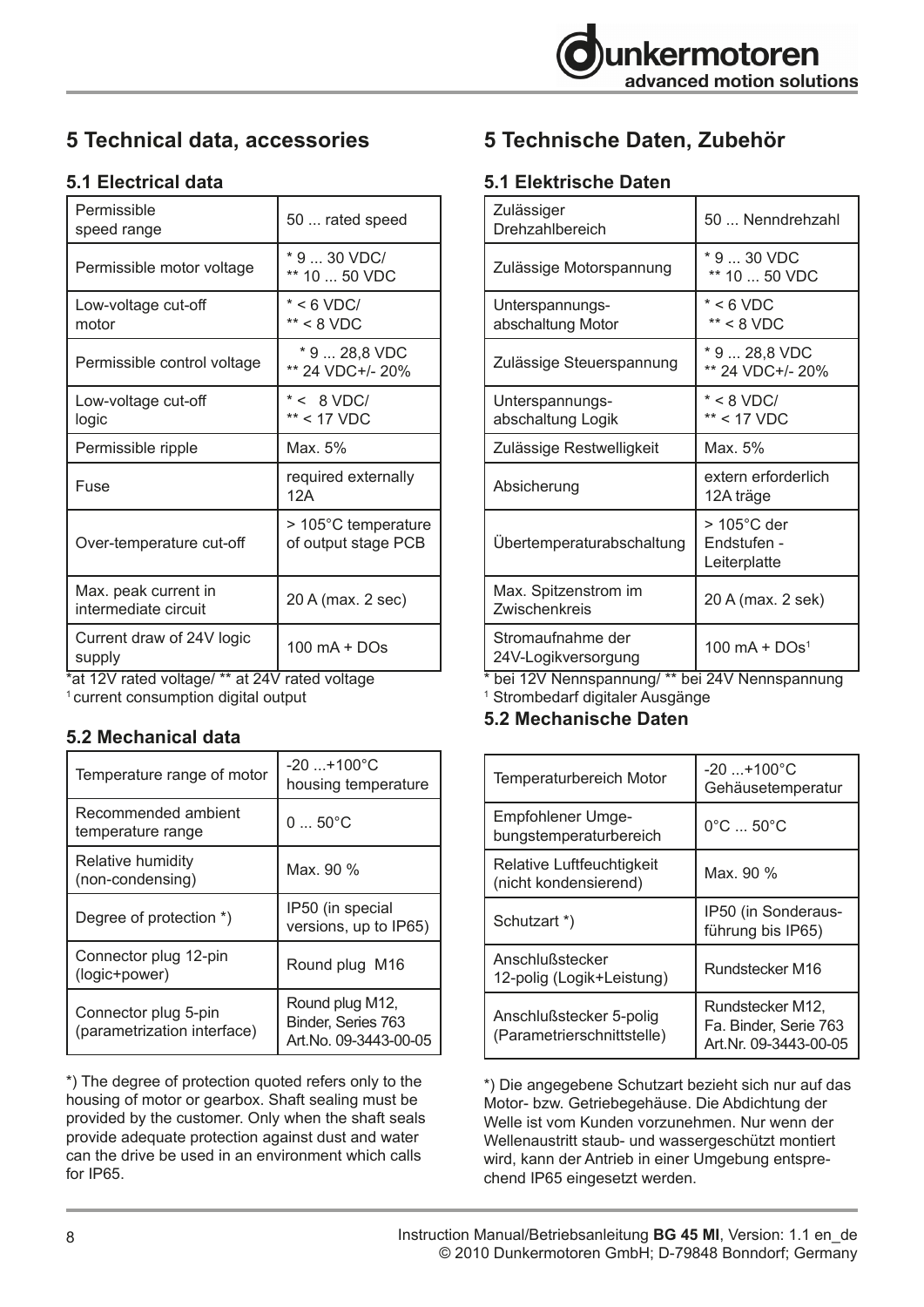# 5 Technical data, accessories

## 5.1 Electrical data

| | |
|---|---|
| Permissible speed range | 50 ... rated speed |
| Permissible motor voltage | * 9 ... 30 VDC/ ** 10 ... 50 VDC |
| Low-voltage cut-off motor | * < 6 VDC/ ** < 8 VDC |
| Permissible control voltage | * 9 ... 28,8 VDC ** 24 VDC+/- 20% |
| Low-voltage cut-off logic | * < 8 VDC/ ** < 17 VDC |
| Permissible ripple | Max. 5% |
| Fuse | required externally 12A |
| Over-temperature cut-off | > 105°C temperature of output stage PCB |
| Max. peak current in intermediate circuit | 20 A (max. 2 sec) |
| Current draw of 24V logic supply | 100 mA + DOs |

*at 12V rated voltage/ ** at 24V rated voltage
[1] current consumption digital output

## 5.2 Mechanical data

| | |
|---|---|
| Temperature range of motor | -20 ...+100°C housing temperature |
| Recommended ambient temperature range | 0 ... 50°C |
| Relative humidity (non-condensing) | Max. 90 % |
| Degree of protection *) | IP50 (in special versions, up to IP65) |
| Connector plug 12-pin (logic+power) | Round plug M16 |
| Connector plug 5-pin (parametrization interface) | Round plug M12, Binder, Series 763 Art.No. 09-3443-00-05 |

*) The degree of protection quoted refers only to the housing of motor or gearbox. Shaft sealing must be provided by the customer. Only when the shaft seals provide adequate protection against dust and water can the drive be used in an environment which calls for IP65.

# 5 Technische Daten, Zubehör

## 5.1 Elektrische Daten

| | |
|---|---|
| Zulässiger Drehzahlbereich | 50 ... Nenndrehzahl |
| Zulässige Motorspannung | * 9 ... 30 VDC ** 10 ... 50 VDC |
| Unterspannungs-abschaltung Motor | * < 6 VDC ** < 8 VDC |
| Zulässige Steuerspannung | * 9 ... 28,8 VDC ** 24 VDC+/- 20% |
| Unterspannungs-abschaltung Logik | * < 8 VDC/ ** < 17 VDC |
| Zulässige Restwelligkeit | Max. 5% |
| Absicherung | extern erforderlich 12A träge |
| Übertemperaturabschaltung | > 105°C der Endstufen - Leiterplatte |
| Max. Spitzenstrom im Zwischenkreis | 20 A (max. 2 sek) |
| Stromaufnahme der 24V-Logikversorgung | 100 mA + DOs[1] |

* bei 12V Nennspannung/ ** bei 24V Nennspannung
[1] Strombedarf digitaler Ausgänge

## 5.2 Mechanische Daten

| | |
|---|---|
| Temperaturbereich Motor | -20 ...+100°C Gehäusetemperatur |
| Empfohlener Umge-bungstemperaturbereich | 0°C ... 50°C |
| Relative Luftfeuchtigkeit (nicht kondensierend) | Max. 90 % |
| Schutzart *) | IP50 (in Sonderaus-führung bis IP65) |
| Anschlußstecker 12-polig (Logik+Leistung) | Rundstecker M16 |
| Anschlußstecker 5-polig (Parametrierschnittstelle) | Rundstecker M12, Fa. Binder, Serie 763 Art.Nr. 09-3443-00-05 |

*) Die angegebene Schutzart bezieht sich nur auf das Motor- bzw. Getriebegehäuse. Die Abdichtung der Welle ist vom Kunden vorzunehmen. Nur wenn der Wellenaustritt staub- und wassergeschützt montiert wird, kann der Antrieb in einer Umgebung entsprechend IP65 eingesetzt werden.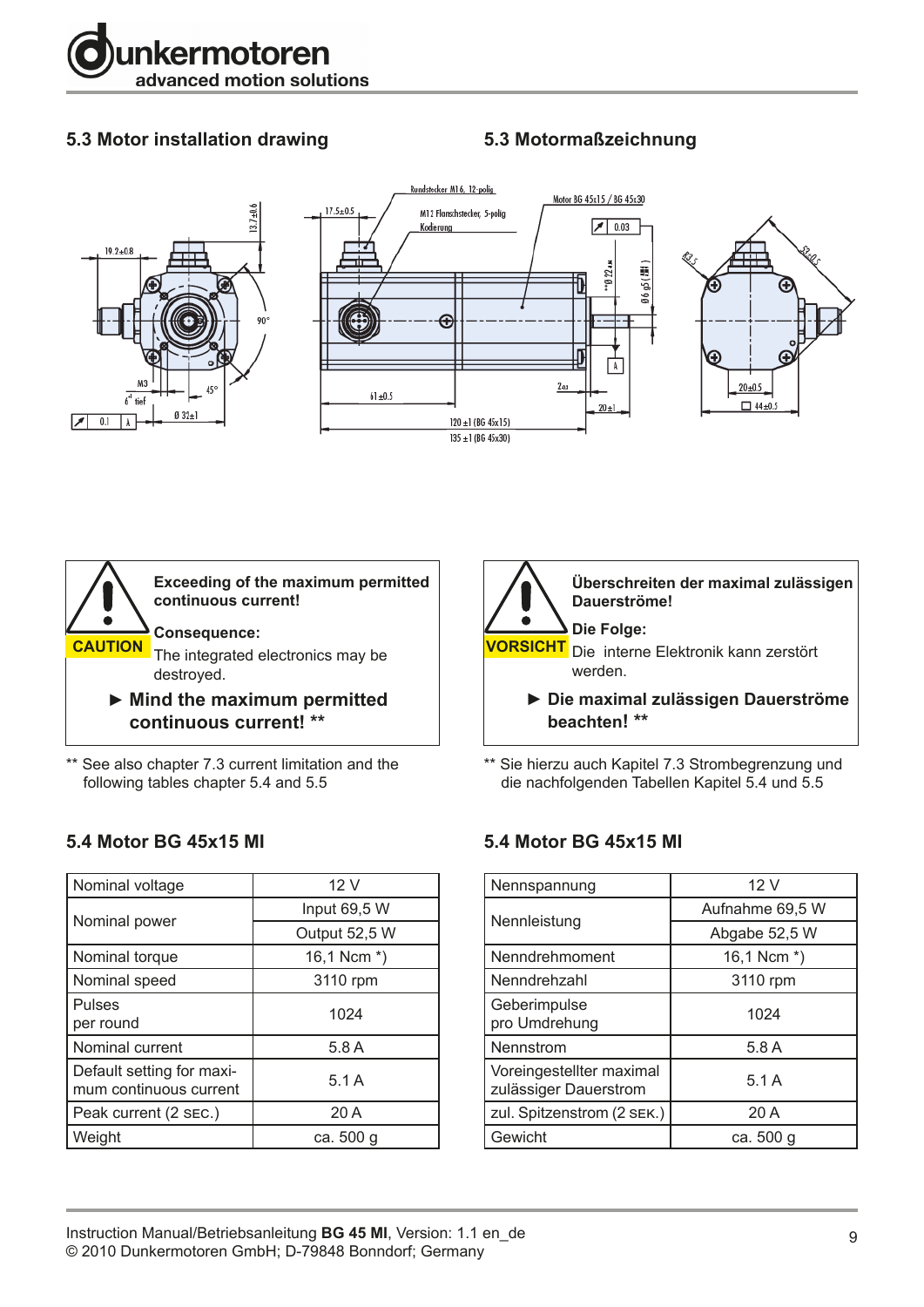## 5.3 Motor installation drawing

## 5.3 Motormaßzeichnung

Rundstecker M16, 12-polig

M12 Flanschstecker, 5-polig

Kodierung

Motor BG 45x15 / BG 45x30

120 ±1 (BG 45x15)

135 ±1 (BG 45x30)

**CAUTION**

**Exceeding of the maximum permitted continuous current!**

**Consequence:**

The integrated electronics may be destroyed.

► **Mind the maximum permitted continuous current! \*\***

\*\* See also chapter 7.3 current limitation and the following tables chapter 5.4 and 5.5

**VORSICHT**

**Überschreiten der maximal zulässigen Dauerströme!**

**Die Folge:**

Die interne Elektronik kann zerstört werden.

► **Die maximal zulässigen Dauerströme beachten! \*\***

\*\* Sie hierzu auch Kapitel 7.3 Strombegrenzung und die nachfolgenden Tabellen Kapitel 5.4 und 5.5

## 5.4 Motor BG 45x15 MI

| Nominal voltage | 12 V |
|---|---|
| Nominal power | Input 69,5 W |
| | Output 52,5 W |
| Nominal torque | 16,1 Ncm *) |
| Nominal speed | 3110 rpm |
| Pulses per round | 1024 |
| Nominal current | 5.8 A |
| Default setting for maximum continuous current | 5.1 A |
| Peak current (2 SEC.) | 20 A |
| Weight | ca. 500 g |

## 5.4 Motor BG 45x15 MI

| Nennspannung | 12 V |
|---|---|
| Nennleistung | Aufnahme 69,5 W |
| | Abgabe 52,5 W |
| Nenndrehmoment | 16,1 Ncm *) |
| Nenndrehzahl | 3110 rpm |
| Geberimpulse pro Umdrehung | 1024 |
| Nennstrom | 5.8 A |
| Voreingestellter maximal zulässiger Dauerstrom | 5.1 A |
| zul. Spitzenstrom (2 SEK.) | 20 A |
| Gewicht | ca. 500 g |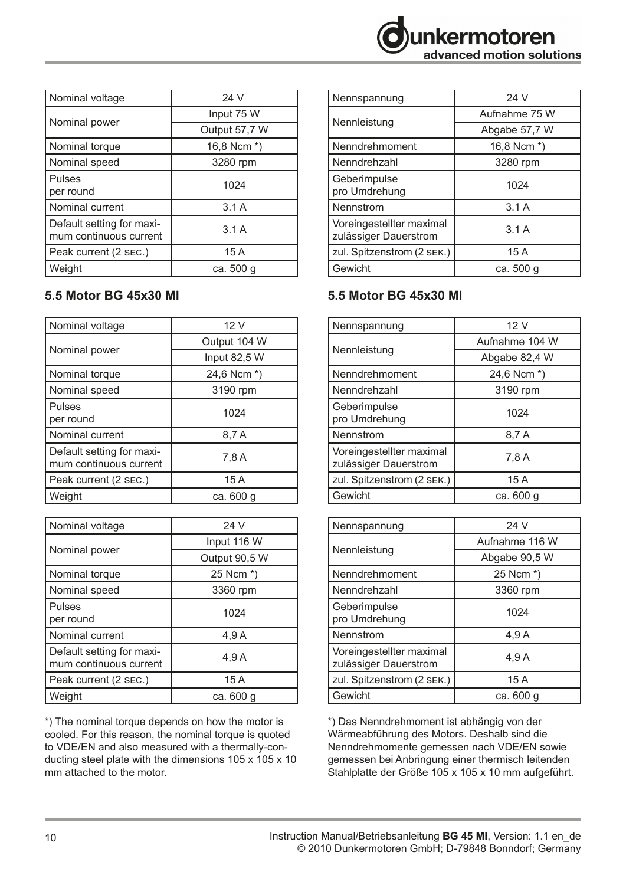| Nominal voltage | 24 V |
|---|---|
| Nominal power | Input 75 W |
| | Output 57,7 W |
| Nominal torque | 16,8 Ncm *) |
| Nominal speed | 3280 rpm |
| Pulses per round | 1024 |
| Nominal current | 3.1 A |
| Default setting for maximum continuous current | 3.1 A |
| Peak current (2 sec.) | 15 A |
| Weight | ca. 500 g |

## 5.5 Motor BG 45x30 MI

| Nominal voltage | 12 V |
|---|---|
| Nominal power | Output 104 W |
| | Input 82,5 W |
| Nominal torque | 24,6 Ncm *) |
| Nominal speed | 3190 rpm |
| Pulses per round | 1024 |
| Nominal current | 8,7 A |
| Default setting for maximum continuous current | 7,8 A |
| Peak current (2 sec.) | 15 A |
| Weight | ca. 600 g |

| Nominal voltage | 24 V |
|---|---|
| Nominal power | Input 116 W |
| | Output 90,5 W |
| Nominal torque | 25 Ncm *) |
| Nominal speed | 3360 rpm |
| Pulses per round | 1024 |
| Nominal current | 4,9 A |
| Default setting for maximum continuous current | 4,9 A |
| Peak current (2 sec.) | 15 A |
| Weight | ca. 600 g |

*) The nominal torque depends on how the motor is cooled. For this reason, the nominal torque is quoted to VDE/EN and also measured with a thermally-conducting steel plate with the dimensions 105 x 105 x 10 mm attached to the motor.

| Nennspannung | 24 V |
|---|---|
| Nennleistung | Aufnahme 75 W |
| | Abgabe 57,7 W |
| Nenndrehmoment | 16,8 Ncm *) |
| Nenndrehzahl | 3280 rpm |
| Geberimpulse pro Umdrehung | 1024 |
| Nennstrom | 3.1 A |
| Voreingestellter maximal zulässiger Dauerstrom | 3.1 A |
| zul. Spitzenstrom (2 sek.) | 15 A |
| Gewicht | ca. 500 g |

## 5.5 Motor BG 45x30 MI

| Nennspannung | 12 V |
|---|---|
| Nennleistung | Aufnahme 104 W |
| | Abgabe 82,4 W |
| Nenndrehmoment | 24,6 Ncm *) |
| Nenndrehzahl | 3190 rpm |
| Geberimpulse pro Umdrehung | 1024 |
| Nennstrom | 8,7 A |
| Voreingestellter maximal zulässiger Dauerstrom | 7,8 A |
| zul. Spitzenstrom (2 sek.) | 15 A |
| Gewicht | ca. 600 g |

| Nennspannung | 24 V |
|---|---|
| Nennleistung | Aufnahme 116 W |
| | Abgabe 90,5 W |
| Nenndrehmoment | 25 Ncm *) |
| Nenndrehzahl | 3360 rpm |
| Geberimpulse pro Umdrehung | 1024 |
| Nennstrom | 4,9 A |
| Voreingestellter maximal zulässiger Dauerstrom | 4,9 A |
| zul. Spitzenstrom (2 sek.) | 15 A |
| Gewicht | ca. 600 g |

*) Das Nenndrehmoment ist abhängig von der Wärmeabführung des Motors. Deshalb sind die Nenndrehmomente gemessen nach VDE/EN sowie gemessen bei Anbringung einer thermisch leitenden Stahlplatte der Größe 105 x 105 x 10 mm aufgeführt.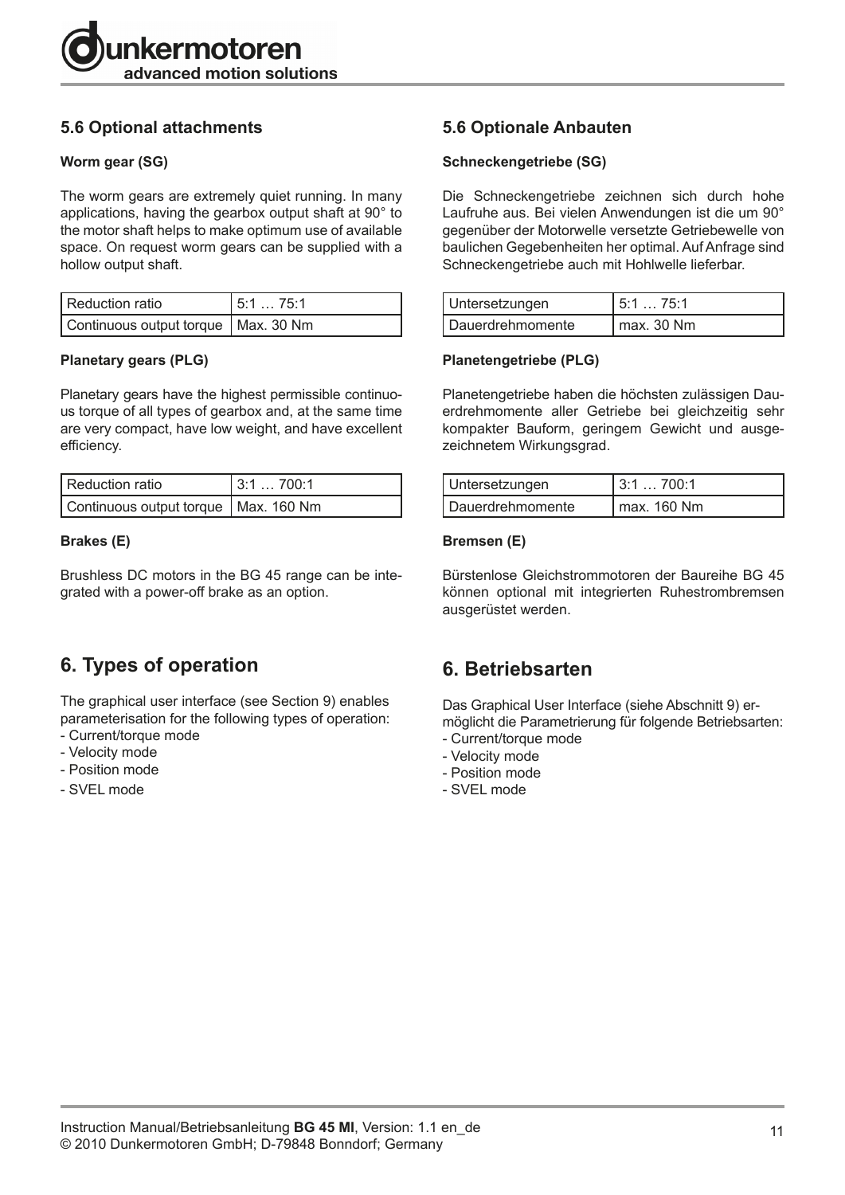## 5.6 Optional attachments

### Worm gear (SG)

The worm gears are extremely quiet running. In many applications, having the gearbox output shaft at 90° to the motor shaft helps to make optimum use of available space. On request worm gears can be supplied with a hollow output shaft.

| Reduction ratio | 5:1 … 75:1 |
|---|---|
| Continuous output torque | Max. 30 Nm |

### Planetary gears (PLG)

Planetary gears have the highest permissible continuous torque of all types of gearbox and, at the same time are very compact, have low weight, and have excellent efficiency.

| Reduction ratio | 3:1 … 700:1 |
|---|---|
| Continuous output torque | Max. 160 Nm |

### Brakes (E)

Brushless DC motors in the BG 45 range can be integrated with a power-off brake as an option.

# 6. Types of operation

The graphical user interface (see Section 9) enables parameterisation for the following types of operation:
- Current/torque mode
- Velocity mode
- Position mode
- SVEL mode

## 5.6 Optionale Anbauten

### Schneckengetriebe (SG)

Die Schneckengetriebe zeichnen sich durch hohe Laufruhe aus. Bei vielen Anwendungen ist die um 90° gegenüber der Motorwelle versetzte Getriebewelle von baulichen Gegebenheiten her optimal. Auf Anfrage sind Schneckengetriebe auch mit Hohlwelle lieferbar.

| Untersetzungen | 5:1 … 75:1 |
|---|---|
| Dauerdrehmomente | max. 30 Nm |

### Planetengetriebe (PLG)

Planetengetriebe haben die höchsten zulässigen Dauerdrehmomente aller Getriebe bei gleichzeitig sehr kompakter Bauform, geringem Gewicht und ausgezeichnetem Wirkungsgrad.

| Untersetzungen | 3:1 … 700:1 |
|---|---|
| Dauerdrehmomente | max. 160 Nm |

### Bremsen (E)

Bürstenlose Gleichstrommotoren der Baureihe BG 45 können optional mit integrierten Ruhestrombremsen ausgerüstet werden.

# 6. Betriebsarten

Das Graphical User Interface (siehe Abschnitt 9) ermöglicht die Parametrierung für folgende Betriebsarten:
- Current/torque mode
- Velocity mode
- Position mode
- SVEL mode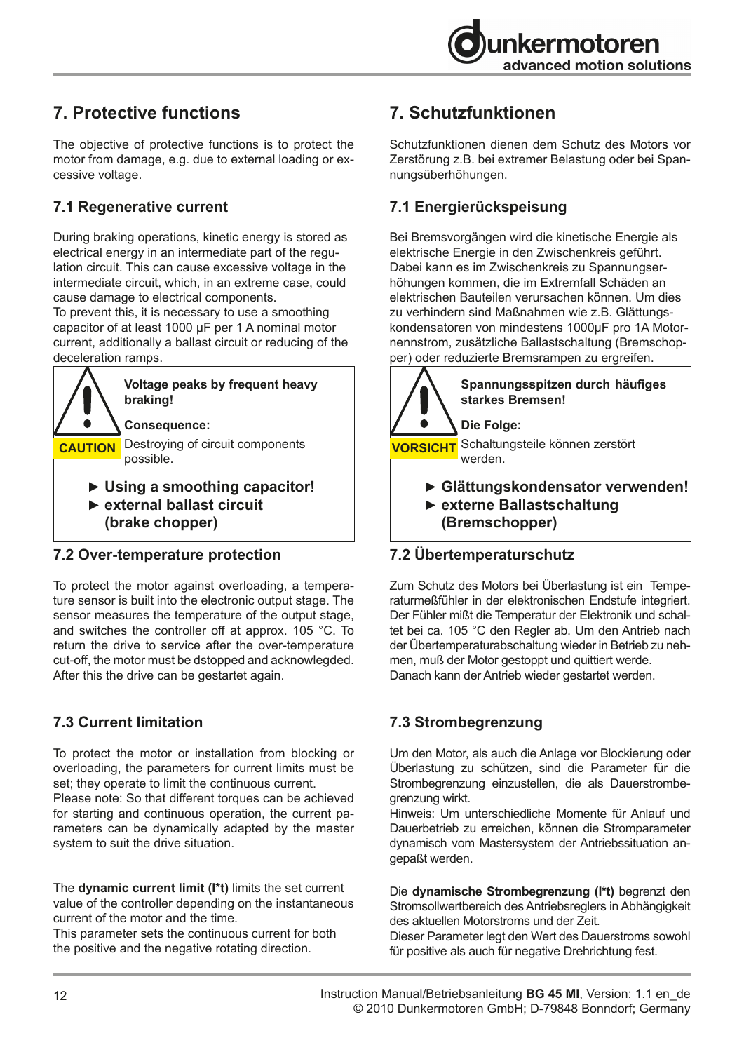# 7. Protective functions

The objective of protective functions is to protect the motor from damage, e.g. due to external loading or excessive voltage.

## 7.1 Regenerative current

During braking operations, kinetic energy is stored as electrical energy in an intermediate part of the regulation circuit. This can cause excessive voltage in the intermediate circuit, which, in an extreme case, could cause damage to electrical components.
To prevent this, it is necessary to use a smoothing capacitor of at least 1000 µF per 1 A nominal motor current, additionally a ballast circuit or reducing of the deceleration ramps.

> **CAUTION**
>
> **Voltage peaks by frequent heavy braking!**
>
> **Consequence:**
>
> Destroying of circuit components possible.
>
> **► Using a smoothing capacitor!**
> **► external ballast circuit (brake chopper)**

## 7.2 Over-temperature protection

To protect the motor against overloading, a temperature sensor is built into the electronic output stage. The sensor measures the temperature of the output stage, and switches the controller off at approx. 105 °C. To return the drive to service after the over-temperature cut-off, the motor must be dstopped and acknowlegded. After this the drive can be gestartet again.

## 7.3 Current limitation

To protect the motor or installation from blocking or overloading, the parameters for current limits must be set; they operate to limit the continuous current.
Please note: So that different torques can be achieved for starting and continuous operation, the current parameters can be dynamically adapted by the master system to suit the drive situation.

The **dynamic current limit (I*t)** limits the set current value of the controller depending on the instantaneous current of the motor and the time.
This parameter sets the continuous current for both the positive and the negative rotating direction.

# 7. Schutzfunktionen

Schutzfunktionen dienen dem Schutz des Motors vor Zerstörung z.B. bei extremer Belastung oder bei Spannungsüberhöhungen.

## 7.1 Energierückspeisung

Bei Bremsvorgängen wird die kinetische Energie als elektrische Energie in den Zwischenkreis geführt. Dabei kann es im Zwischenkreis zu Spannungserhöhungen kommen, die im Extremfall Schäden an elektrischen Bauteilen verursachen können. Um dies zu verhindern sind Maßnahmen wie z.B. Glättungskondensatoren von mindestens 1000µF pro 1A Motornennstrom, zusätzliche Ballastschaltung (Bremschopper) oder reduzierte Bremsrampen zu ergreifen.

> **VORSICHT**
>
> **Spannungsspitzen durch häufiges starkes Bremsen!**
>
> **Die Folge:**
>
> Schaltungsteile können zerstört werden.
>
> **► Glättungskondensator verwenden!**
> **► externe Ballastschaltung (Bremschopper)**

## 7.2 Übertemperaturschutz

Zum Schutz des Motors bei Überlastung ist ein Temperaturmeßfühler in der elektronischen Endstufe integriert. Der Fühler mißt die Temperatur der Elektronik und schaltet bei ca. 105 °C den Regler ab. Um den Antrieb nach der Übertemperaturabschaltung wieder in Betrieb zu nehmen, muß der Motor gestoppt und quittiert werde.
Danach kann der Antrieb wieder gestartet werden.

## 7.3 Strombegrenzung

Um den Motor, als auch die Anlage vor Blockierung oder Überlastung zu schützen, sind die Parameter für die Strombegrenzung einzustellen, die als Dauerstrombegrenzung wirkt.
Hinweis: Um unterschiedliche Momente für Anlauf und Dauerbetrieb zu erreichen, können die Stromparameter dynamisch vom Mastersystem der Antriebssituation angepaßt werden.

Die **dynamische Strombegrenzung (I*t)** begrenzt den Stromsollwertbereich des Antriebsreglers in Abhängigkeit des aktuellen Motorstroms und der Zeit.
Dieser Parameter legt den Wert des Dauerstroms sowohl für positive als auch für negative Drehrichtung fest.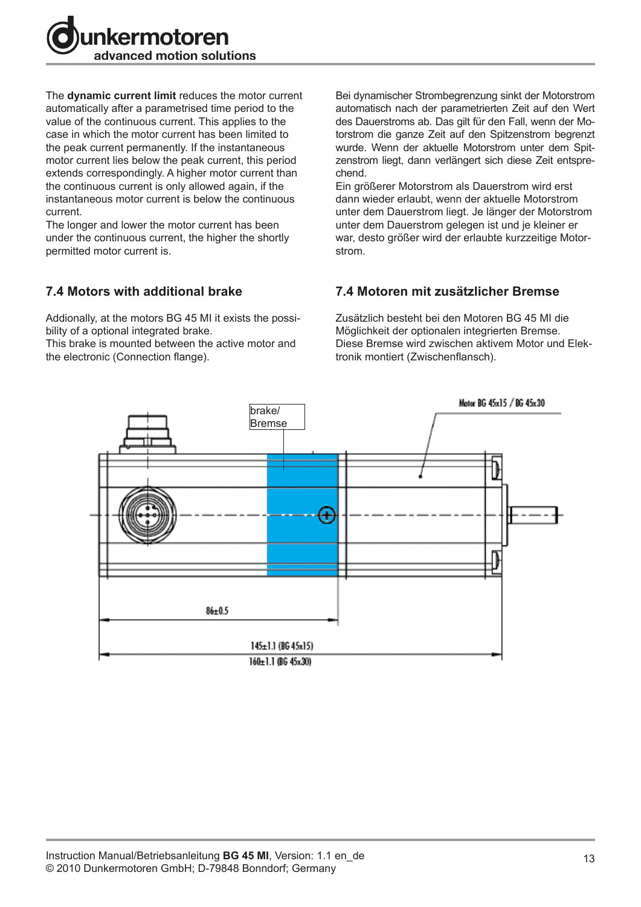The **dynamic current limit** reduces the motor current automatically after a parametrised time period to the value of the continuous current. This applies to the case in which the motor current has been limited to the peak current permanently. If the instantaneous motor current lies below the peak current, this period extends correspondingly. A higher motor current than the continuous current is only allowed again, if the instantaneous motor current is below the continuous current.
The longer and lower the motor current has been under the continuous current, the higher the shortly permitted motor current is.

Bei dynamischer Strombegrenzung sinkt der Motorstrom automatisch nach der parametrierten Zeit auf den Wert des Dauerstroms ab. Das gilt für den Fall, wenn der Motorstrom die ganze Zeit auf den Spitzenstrom begrenzt wurde. Wenn der aktuelle Motorstrom unter dem Spitzenstrom liegt, dann verlängert sich diese Zeit entsprechend.
Ein größerer Motorstrom als Dauerstrom wird erst dann wieder erlaubt, wenn der aktuelle Motorstrom unter dem Dauerstrom liegt. Je länger der Motorstrom unter dem Dauerstrom gelegen ist und je kleiner er war, desto größer wird der erlaubte kurzzeitige Motorstrom.

## 7.4 Motors with additional brake

Addionally, at the motors BG 45 MI it exists the possibility of a optional integrated brake.
This brake is mounted between the active motor and the electronic (Connection flange).

## 7.4 Motoren mit zusätzlicher Bremse

Zusätzlich besteht bei den Motoren BG 45 MI die Möglichkeit der optionalen integrierten Bremse.
Diese Bremse wird zwischen aktivem Motor und Elektronik montiert (Zwischenflansch).

brake/
Bremse

Motor BG 45x15 / BG 45x30

86±0.5

145±1.1 (BG 45x15)
160±1.1 (BG 45x30)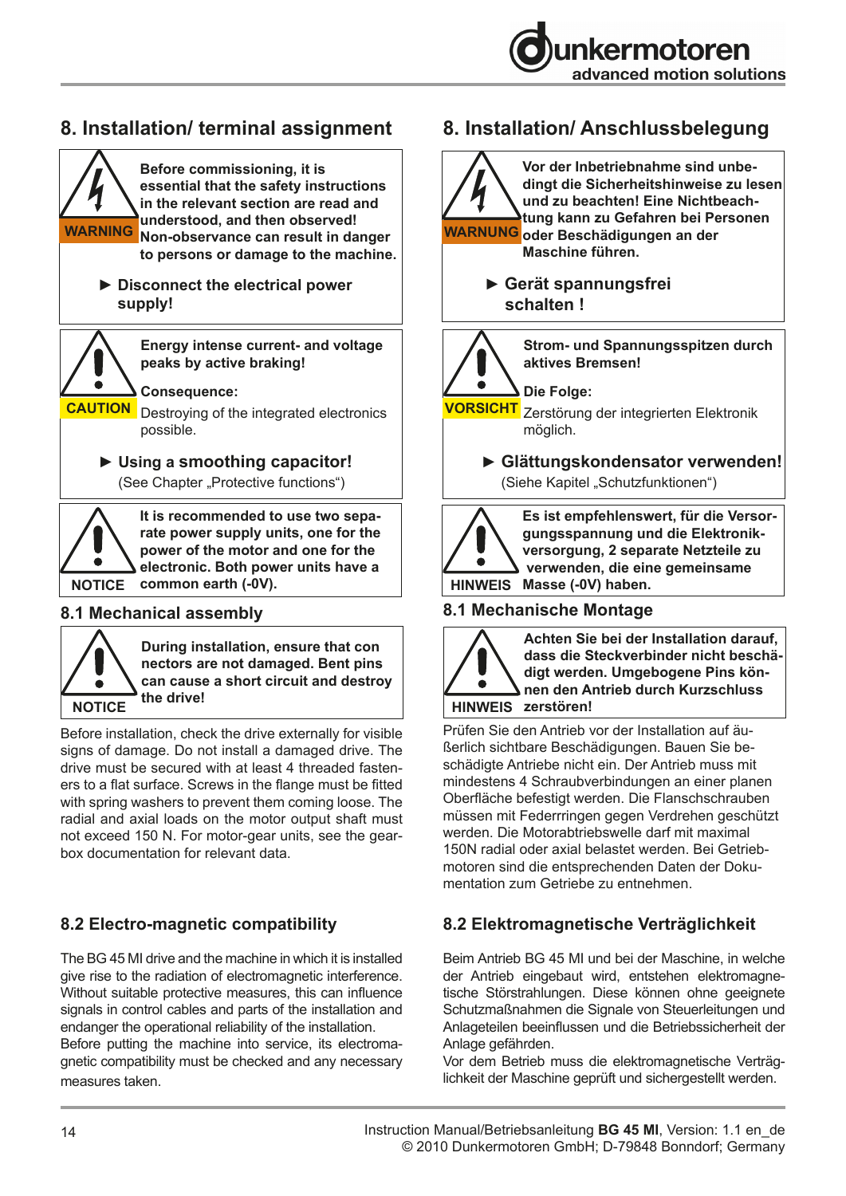# 8. Installation/ terminal assignment

**WARNING**

**Before commissioning, it is essential that the safety instructions in the relevant section are read and understood, and then observed! Non-observance can result in danger to persons or damage to the machine.**

► **Disconnect the electrical power supply!**

**CAUTION**

**Energy intense current- and voltage peaks by active braking!**

**Consequence:**
Destroying of the integrated electronics possible.

► **Using a smoothing capacitor!**
(See Chapter „Protective functions")

**NOTICE**

**It is recommended to use two separate power supply units, one for the power of the motor and one for the electronic. Both power units have a common earth (-0V).**

## 8.1 Mechanical assembly

**NOTICE**

**During installation, ensure that connectors are not damaged. Bent pins can cause a short circuit and destroy the drive!**

Before installation, check the drive externally for visible signs of damage. Do not install a damaged drive. The drive must be secured with at least 4 threaded fasteners to a flat surface. Screws in the flange must be fitted with spring washers to prevent them coming loose. The radial and axial loads on the motor output shaft must not exceed 150 N. For motor-gear units, see the gearbox documentation for relevant data.

## 8.2 Electro-magnetic compatibility

The BG 45 MI drive and the machine in which it is installed give rise to the radiation of electromagnetic interference. Without suitable protective measures, this can influence signals in control cables and parts of the installation and endanger the operational reliability of the installation.
Before putting the machine into service, its electromagnetic compatibility must be checked and any necessary measures taken.

# 8. Installation/ Anschlussbelegung

**WARNUNG**

**Vor der Inbetriebnahme sind unbedingt die Sicherheitshinweise zu lesen und zu beachten! Eine Nichtbeachtung kann zu Gefahren bei Personen oder Beschädigungen an der Maschine führen.**

► **Gerät spannungsfrei schalten !**

**VORSICHT**

**Strom- und Spannungsspitzen durch aktives Bremsen!**

**Die Folge:**
Zerstörung der integrierten Elektronik möglich.

► **Glättungskondensator verwenden!**
(Siehe Kapitel „Schutzfunktionen")

**HINWEIS**

**Es ist empfehlenswert, für die Versorgungsspannung und die Elektronikversorgung, 2 separate Netzteile zu verwenden, die eine gemeinsame Masse (-0V) haben.**

## 8.1 Mechanische Montage

**HINWEIS**

**Achten Sie bei der Installation darauf, dass die Steckverbinder nicht beschädigt werden. Umgebogene Pins können den Antrieb durch Kurzschluss zerstören!**

Prüfen Sie den Antrieb vor der Installation auf äußerlich sichtbare Beschädigungen. Bauen Sie beschädigte Antriebe nicht ein. Der Antrieb muss mit mindestens 4 Schraubverbindungen an einer planen Oberfläche befestigt werden. Die Flanschschrauben müssen mit Federrringen gegen Verdrehen geschützt werden. Die Motorabtriebswelle darf mit maximal 150N radial oder axial belastet werden. Bei Getriebmotoren sind die entsprechenden Daten der Dokumentation zum Getriebe zu entnehmen.

## 8.2 Elektromagnetische Verträglichkeit

Beim Antrieb BG 45 MI und bei der Maschine, in welche der Antrieb eingebaut wird, entstehen elektromagnetische Störstrahlungen. Diese können ohne geeignete Schutzmaßnahmen die Signale von Steuerleitungen und Anlageteilen beeinflussen und die Betriebssicherheit der Anlage gefährden.
Vor dem Betrieb muss die elektromagnetische Verträglichkeit der Maschine geprüft und sichergestellt werden.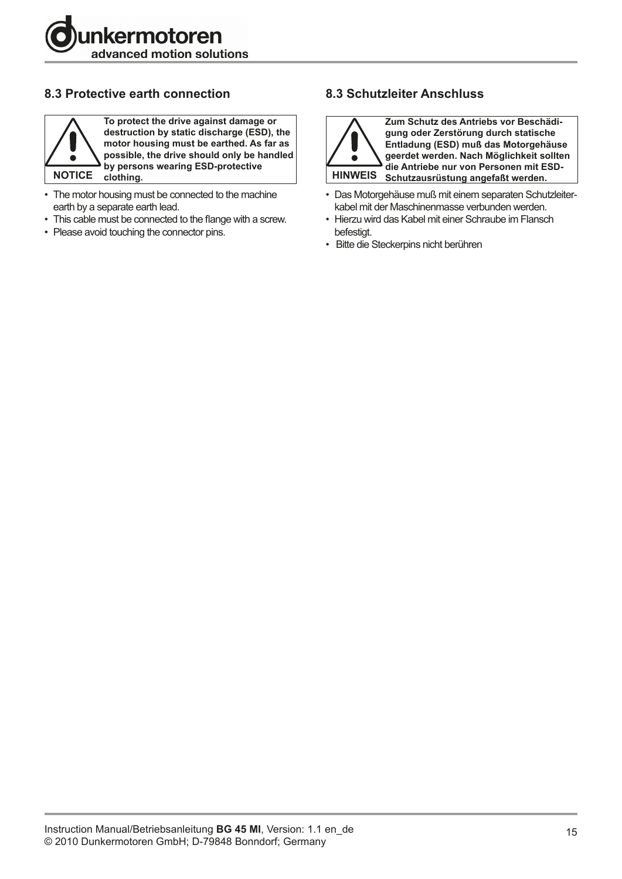## 8.3 Protective earth connection

**NOTICE**

**To protect the drive against damage or destruction by static discharge (ESD), the motor housing must be earthed. As far as possible, the drive should only be handled by persons wearing ESD-protective clothing.**

- The motor housing must be connected to the machine earth by a separate earth lead.
- This cable must be connected to the flange with a screw.
- Please avoid touching the connector pins.

## 8.3 Schutzleiter Anschluss

**HINWEIS**

**Zum Schutz des Antriebs vor Beschädigung oder Zerstörung durch statische Entladung (ESD) muß das Motorgehäuse geerdet werden. Nach Möglichkeit sollten die Antriebe nur von Personen mit ESD-Schutzausrüstung angefaßt werden.**

- Das Motorgehäuse muß mit einem separaten Schutzleiterkabel mit der Maschinenmasse verbunden werden.
- Hierzu wird das Kabel mit einer Schraube im Flansch befestigt.
- Bitte die Steckerpins nicht berühren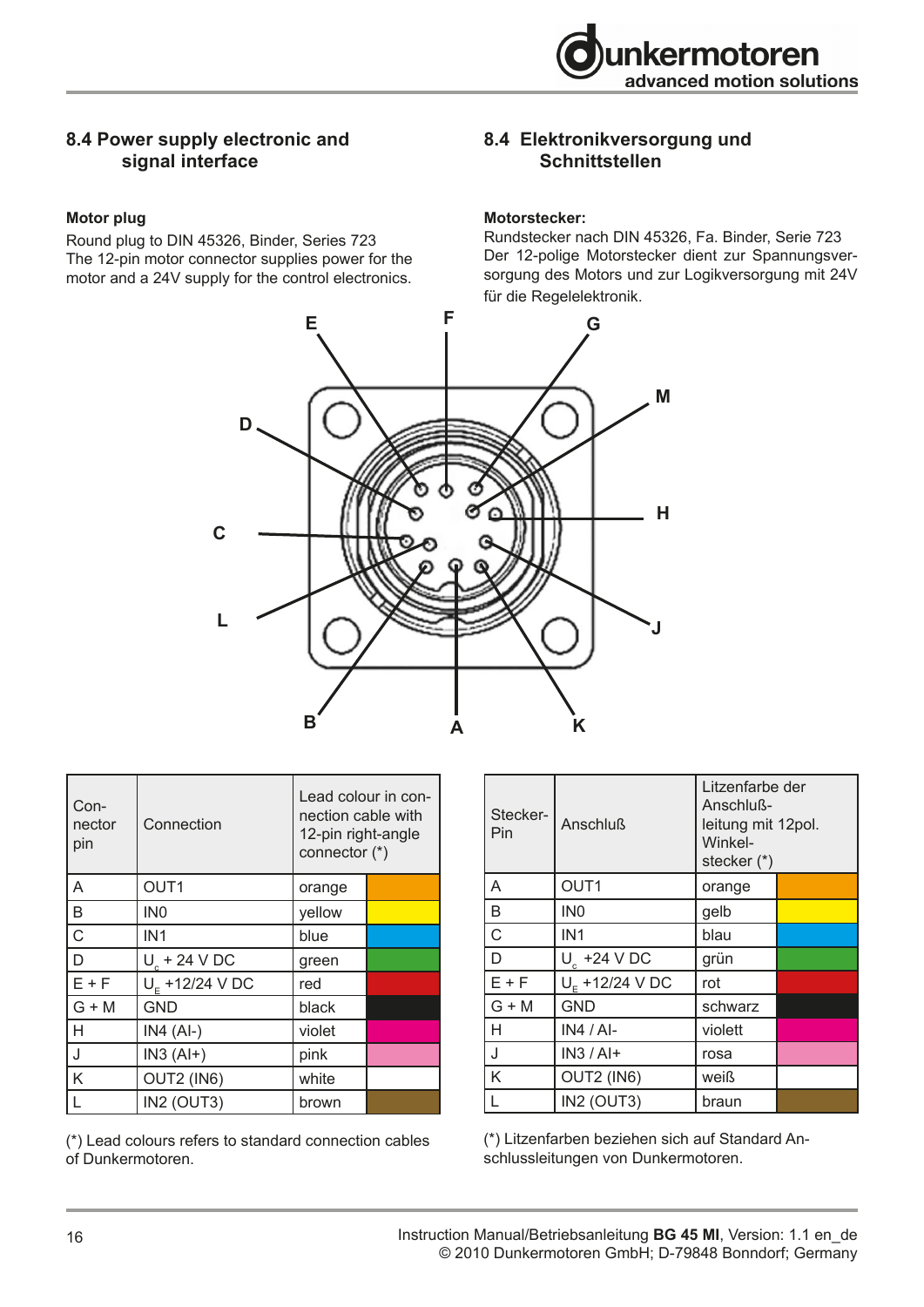## 8.4 Power supply electronic and signal interface

**Motor plug**

Round plug to DIN 45326, Binder, Series 723
The 12-pin motor connector supplies power for the motor and a 24V supply for the control electronics.

## 8.4 Elektronikversorgung und Schnittstellen

**Motorstecker:**

Rundstecker nach DIN 45326, Fa. Binder, Serie 723
Der 12-polige Motorstecker dient zur Spannungsversorgung des Motors und zur Logikversorgung mit 24V für die Regelelektronik.

| Connector pin | Connection | Lead colour in connection cable with 12-pin right-angle connector (*) | |
|---|---|---|---|
| A | OUT1 | orange | |
| B | IN0 | yellow | |
| C | IN1 | blue | |
| D | $U_c$ + 24 V DC | green | |
| E + F | $U_E$ +12/24 V DC | red | |
| G + M | GND | black | |
| H | IN4 (AI-) | violet | |
| J | IN3 (AI+) | pink | |
| K | OUT2 (IN6) | white | |
| L | IN2 (OUT3) | brown | |

(*) Lead colours refers to standard connection cables of Dunkermotoren.

| Stecker-Pin | Anschluß | Litzenfarbe der Anschlußleitung mit 12pol. Winkelstecker (*) | |
|---|---|---|---|
| A | OUT1 | orange | |
| B | IN0 | gelb | |
| C | IN1 | blau | |
| D | $U_c$ +24 V DC | grün | |
| E + F | $U_E$ +12/24 V DC | rot | |
| G + M | GND | schwarz | |
| H | IN4 / AI- | violett | |
| J | IN3 / AI+ | rosa | |
| K | OUT2 (IN6) | weiß | |
| L | IN2 (OUT3) | braun | |

(*) Litzenfarben beziehen sich auf Standard Anschlussleitungen von Dunkermotoren.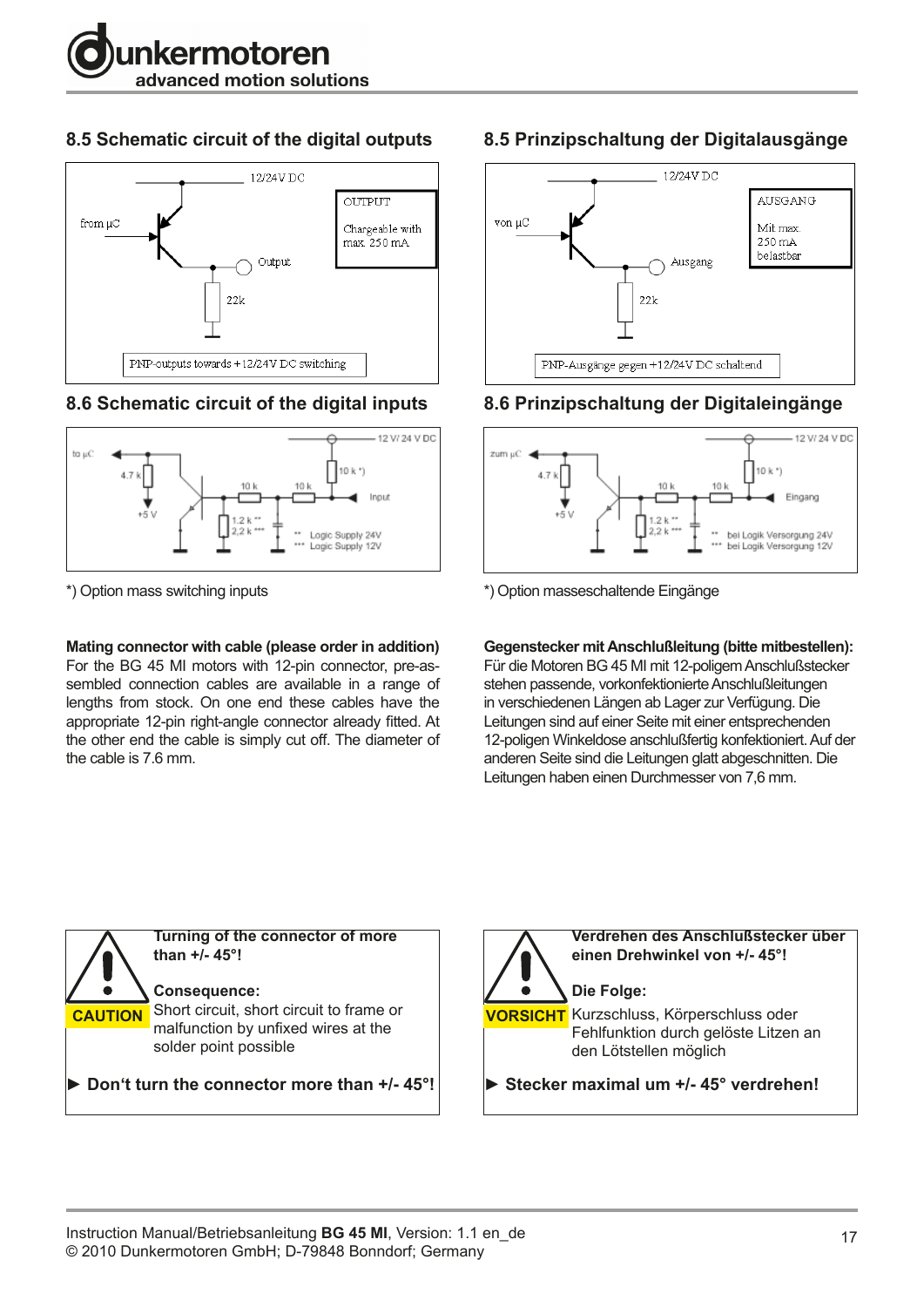## 8.5 Schematic circuit of the digital outputs

12/24V DC

from µC

OUTPUT

Chargeable with max. 250 mA

Output

22k

PNP-outputs towards +12/24V DC switching

## 8.6 Schematic circuit of the digital inputs

to µC

4.7 k

+5 V

10 k

10 k

10 k *)

12 V/ 24 V DC

Input

1.2 k **
2,2 k ***

** Logic Supply 24V
*** Logic Supply 12V

*) Option mass switching inputs

**Mating connector with cable (please order in addition)**
For the BG 45 MI motors with 12-pin connector, pre-assembled connection cables are available in a range of lengths from stock. On one end these cables have the appropriate 12-pin right-angle connector already fitted. At the other end the cable is simply cut off. The diameter of the cable is 7.6 mm.

**CAUTION**

**Turning of the connector of more than +/- 45°!**

**Consequence:**
Short circuit, short circuit to frame or malfunction by unfixed wires at the solder point possible

► **Don't turn the connector more than +/- 45°!**

## 8.5 Prinzipschaltung der Digitalausgänge

12/24V DC

von µC

AUSGANG

Mit max. 250 mA belastbar

Ausgang

22k

PNP-Ausgänge gegen +12/24V DC schaltend

## 8.6 Prinzipschaltung der Digitaleingänge

zum µC

4.7 k

+5 V

10 k

10 k

10 k *)

12 V/ 24 V DC

Eingang

1.2 k **
2,2 k ***

** bei Logik Versorgung 24V
*** bei Logik Versorgung 12V

*) Option masseschaltende Eingänge

**Gegenstecker mit Anschlußleitung (bitte mitbestellen):**
Für die Motoren BG 45 MI mit 12-poligem Anschlußstecker stehen passende, vorkonfektionierte Anschlußleitungen in verschiedenen Längen ab Lager zur Verfügung. Die Leitungen sind auf einer Seite mit einer entsprechenden 12-poligen Winkeldose anschlußfertig konfektioniert. Auf der anderen Seite sind die Leitungen glatt abgeschnitten. Die Leitungen haben einen Durchmesser von 7,6 mm.

**VORSICHT**

**Verdrehen des Anschlußstecker über einen Drehwinkel von +/- 45°!**

**Die Folge:**
Kurzschluss, Körperschluss oder Fehlfunktion durch gelöste Litzen an den Lötstellen möglich

► **Stecker maximal um +/- 45° verdrehen!**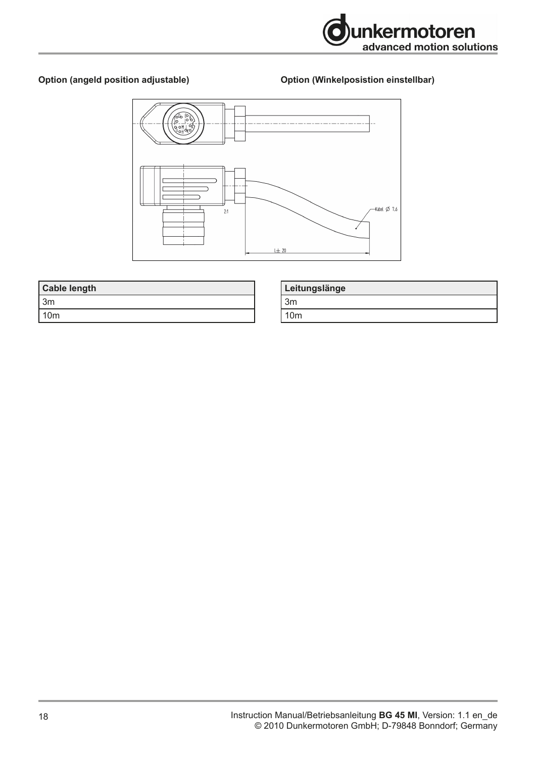**Option (angeld position adjustable)**

**Option (Winkelposistion einstellbar)**

| Cable length |
|---|
| 3m |
| 10m |

| Leitungslänge |
|---|
| 3m |
| 10m |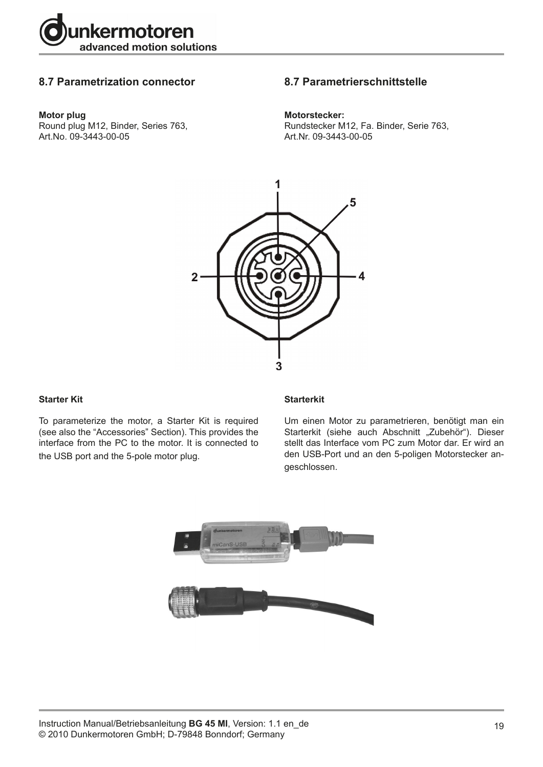## 8.7 Parametrization connector

**Motor plug**
Round plug M12, Binder, Series 763,
Art.No. 09-3443-00-05

## 8.7 Parametrierschnittstelle

**Motorstecker:**
Rundstecker M12, Fa. Binder, Serie 763,
Art.Nr. 09-3443-00-05

**Starter Kit**

To parameterize the motor, a Starter Kit is required (see also the "Accessories" Section). This provides the interface from the PC to the motor. It is connected to the USB port and the 5-pole motor plug.

**Starterkit**

Um einen Motor zu parametrieren, benötigt man ein Starterkit (siehe auch Abschnitt „Zubehör"). Dieser stellt das Interface vom PC zum Motor dar. Er wird an den USB-Port und an den 5-poligen Motorstecker angeschlossen.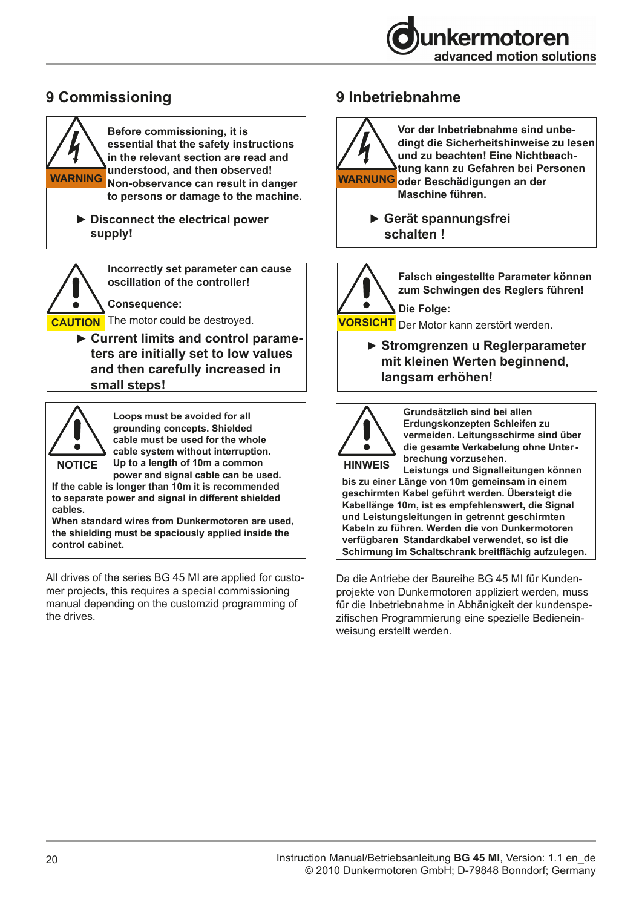# 9 Commissioning

**WARNING**

**Before commissioning, it is essential that the safety instructions in the relevant section are read and understood, and then observed! Non-observance can result in danger to persons or damage to the machine.**

► **Disconnect the electrical power supply!**

**CAUTION**

**Incorrectly set parameter can cause oscillation of the controller!**

**Consequence:**

The motor could be destroyed.

► **Current limits and control parameters are initially set to low values and then carefully increased in small steps!**

**NOTICE**

**Loops must be avoided for all grounding concepts. Shielded cable must be used for the whole cable system without interruption. Up to a length of 10m a common power and signal cable can be used. If the cable is longer than 10m it is recommended to separate power and signal in different shielded cables. When standard wires from Dunkermotoren are used, the shielding must be spaciously applied inside the control cabinet.**

All drives of the series BG 45 MI are applied for customer projects, this requires a special commissioning manual depending on the customzid programming of the drives.

# 9 Inbetriebnahme

**WARNUNG**

**Vor der Inbetriebnahme sind unbedingt die Sicherheitshinweise zu lesen und zu beachten! Eine Nichtbeachtung kann zu Gefahren bei Personen oder Beschädigungen an der Maschine führen.**

► **Gerät spannungsfrei schalten !**

**VORSICHT**

**Falsch eingestellte Parameter können zum Schwingen des Reglers führen!**

**Die Folge:**

Der Motor kann zerstört werden.

► **Stromgrenzen u Reglerparameter mit kleinen Werten beginnend, langsam erhöhen!**

**HINWEIS**

**Grundsätzlich sind bei allen Erdungskonzepten Schleifen zu vermeiden. Leitungsschirme sind über die gesamte Verkabelung ohne Unterbrechung vorzusehen. Leistungs und Signalleitungen können bis zu einer Länge von 10m gemeinsam in einem geschirmten Kabel geführt werden. Übersteigt die Kabellänge 10m, ist es empfehlenswert, die Signal und Leistungsleitungen in getrennt geschirmten Kabeln zu führen. Werden die von Dunkermotoren verfügbaren Standardkabel verwendet, so ist die Schirmung im Schaltschrank breitflächig aufzulegen.**

Da die Antriebe der Baureihe BG 45 MI für Kundenprojekte von Dunkermotoren appliziert werden, muss für die Inbetriebnahme in Abhängigkeit der kundenspezifischen Programmierung eine spezielle Bedieneinweisung erstellt werden.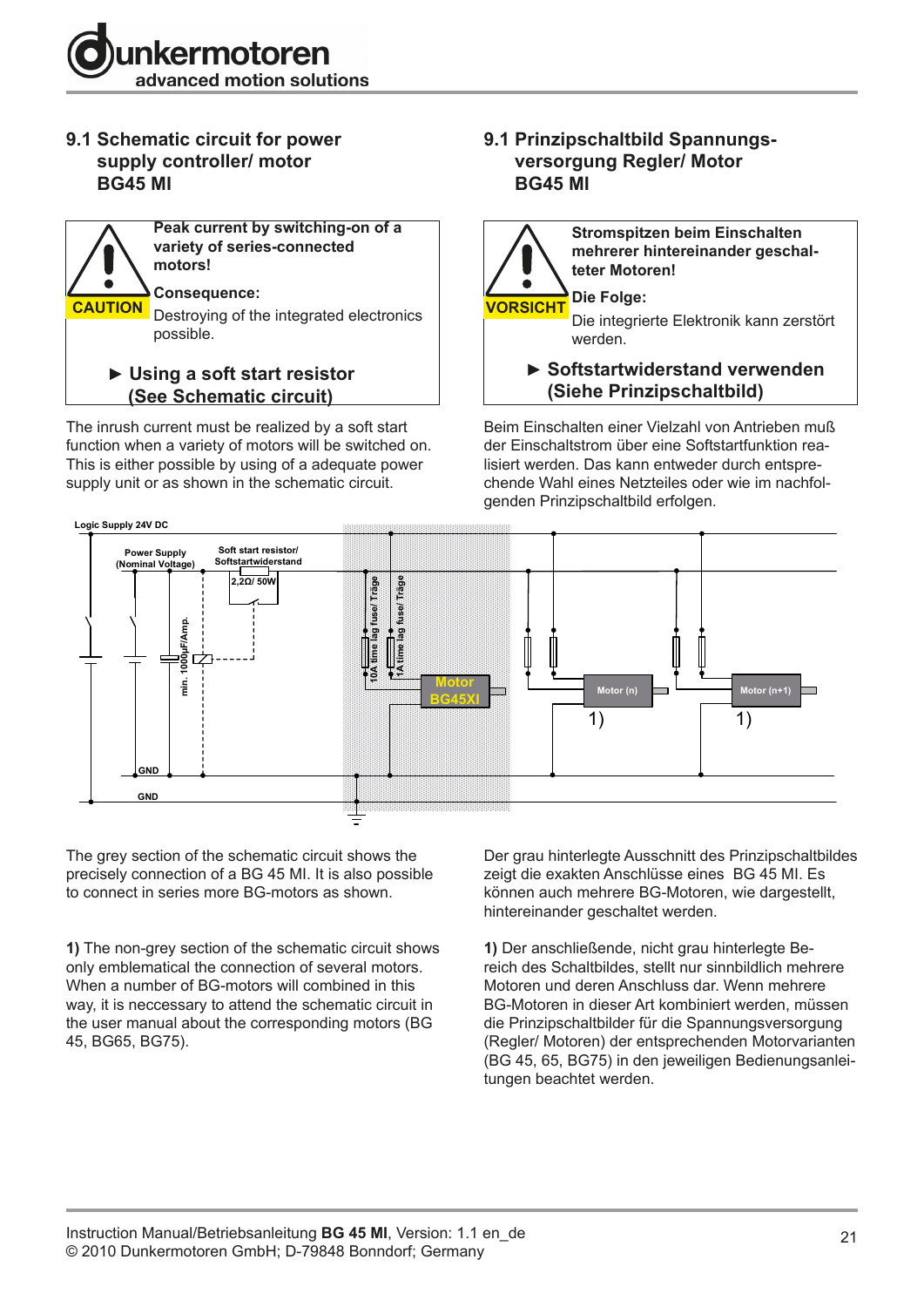## 9.1 Schematic circuit for power supply controller/ motor BG45 MI

**CAUTION**

**Peak current by switching-on of a variety of series-connected motors!**

**Consequence:**

Destroying of the integrated electronics possible.

**► Using a soft start resistor (See Schematic circuit)**

The inrush current must be realized by a soft start function when a variety of motors will be switched on. This is either possible by using of a adequate power supply unit or as shown in the schematic circuit.

## 9.1 Prinzipschaltbild Spannungsversorgung Regler/ Motor BG45 MI

**VORSICHT**

**Stromspitzen beim Einschalten mehrerer hintereinander geschalteter Motoren!**

**Die Folge:**

Die integrierte Elektronik kann zerstört werden.

**► Softstartwiderstand verwenden (Siehe Prinzipschaltbild)**

Beim Einschalten einer Vielzahl von Antrieben muß der Einschaltstrom über eine Softstartfunktion realisiert werden. Das kann entweder durch entsprechende Wahl eines Netzteiles oder wie im nachfolgenden Prinzipschaltbild erfolgen.

Logic Supply 24V DC

Power Supply (Nominal Voltage)

Soft start resistor/ Softstartwiderstand

2,2Ω/ 50W

min. 1000µF/Amp.

10A time lag fuse/ Träge

1A time lag fuse/ Träge

Motor BG45XI

Motor (n)

Motor (n+1)

1)

1)

GND

GND

The grey section of the schematic circuit shows the precisely connection of a BG 45 MI. It is also possible to connect in series more BG-motors as shown.

**1)** The non-grey section of the schematic circuit shows only emblematical the connection of several motors. When a number of BG-motors will combined in this way, it is neccessary to attend the schematic circuit in the user manual about the corresponding motors (BG 45, BG65, BG75).

Der grau hinterlegte Ausschnitt des Prinzipschaltbildes zeigt die exakten Anschlüsse eines BG 45 MI. Es können auch mehrere BG-Motoren, wie dargestellt, hintereinander geschaltet werden.

**1)** Der anschließende, nicht grau hinterlegte Bereich des Schaltbildes, stellt nur sinnbildlich mehrere Motoren und deren Anschluss dar. Wenn mehrere BG-Motoren in dieser Art kombiniert werden, müssen die Prinzipschaltbilder für die Spannungsversorgung (Regler/ Motoren) der entsprechenden Motorvarianten (BG 45, 65, BG75) in den jeweiligen Bedienungsanleitungen beachtet werden.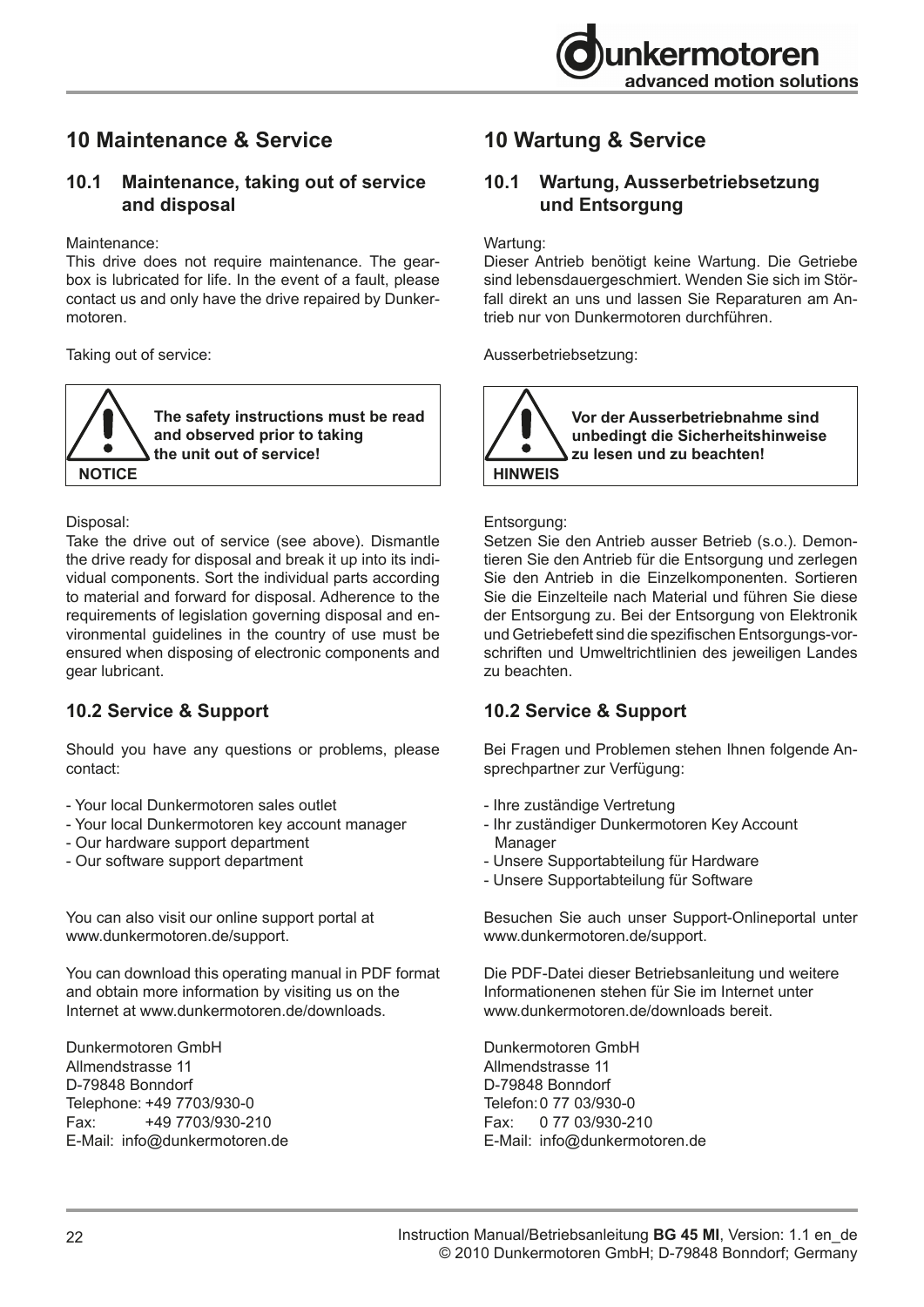# 10 Maintenance & Service

## 10.1 Maintenance, taking out of service and disposal

Maintenance:
This drive does not require maintenance. The gearbox is lubricated for life. In the event of a fault, please contact us and only have the drive repaired by Dunkermotoren.

Taking out of service:

> **NOTICE**
> **The safety instructions must be read and observed prior to taking the unit out of service!**

Disposal:
Take the drive out of service (see above). Dismantle the drive ready for disposal and break it up into its individual components. Sort the individual parts according to material and forward for disposal. Adherence to the requirements of legislation governing disposal and environmental guidelines in the country of use must be ensured when disposing of electronic components and gear lubricant.

## 10.2 Service & Support

Should you have any questions or problems, please contact:

- Your local Dunkermotoren sales outlet
- Your local Dunkermotoren key account manager
- Our hardware support department
- Our software support department

You can also visit our online support portal at www.dunkermotoren.de/support.

You can download this operating manual in PDF format and obtain more information by visiting us on the Internet at www.dunkermotoren.de/downloads.

Dunkermotoren GmbH
Allmendstrasse 11
D-79848 Bonndorf
Telephone: +49 7703/930-0
Fax: +49 7703/930-210
E-Mail: info@dunkermotoren.de

# 10 Wartung & Service

## 10.1 Wartung, Ausserbetriebsetzung und Entsorgung

Wartung:
Dieser Antrieb benötigt keine Wartung. Die Getriebe sind lebensdauergeschmiert. Wenden Sie sich im Störfall direkt an uns und lassen Sie Reparaturen am Antrieb nur von Dunkermotoren durchführen.

Ausserbetriebsetzung:

> **HINWEIS**
> **Vor der Ausserbetriebnahme sind unbedingt die Sicherheitshinweise zu lesen und zu beachten!**

Entsorgung:
Setzen Sie den Antrieb ausser Betrieb (s.o.). Demontieren Sie den Antrieb für die Entsorgung und zerlegen Sie den Antrieb in die Einzelkomponenten. Sortieren Sie die Einzelteile nach Material und führen Sie diese der Entsorgung zu. Bei der Entsorgung von Elektronik und Getriebefett sind die spezifischen Entsorgungs-vorschriften und Umweltrichtlinien des jeweiligen Landes zu beachten.

## 10.2 Service & Support

Bei Fragen und Problemen stehen Ihnen folgende Ansprechpartner zur Verfügung:

- Ihre zuständige Vertretung
- Ihr zuständiger Dunkermotoren Key Account Manager
- Unsere Supportabteilung für Hardware
- Unsere Supportabteilung für Software

Besuchen Sie auch unser Support-Onlineportal unter www.dunkermotoren.de/support.

Die PDF-Datei dieser Betriebsanleitung und weitere Informationenen stehen für Sie im Internet unter www.dunkermotoren.de/downloads bereit.

Dunkermotoren GmbH
Allmendstrasse 11
D-79848 Bonndorf
Telefon: 0 77 03/930-0
Fax: 0 77 03/930-210
E-Mail: info@dunkermotoren.de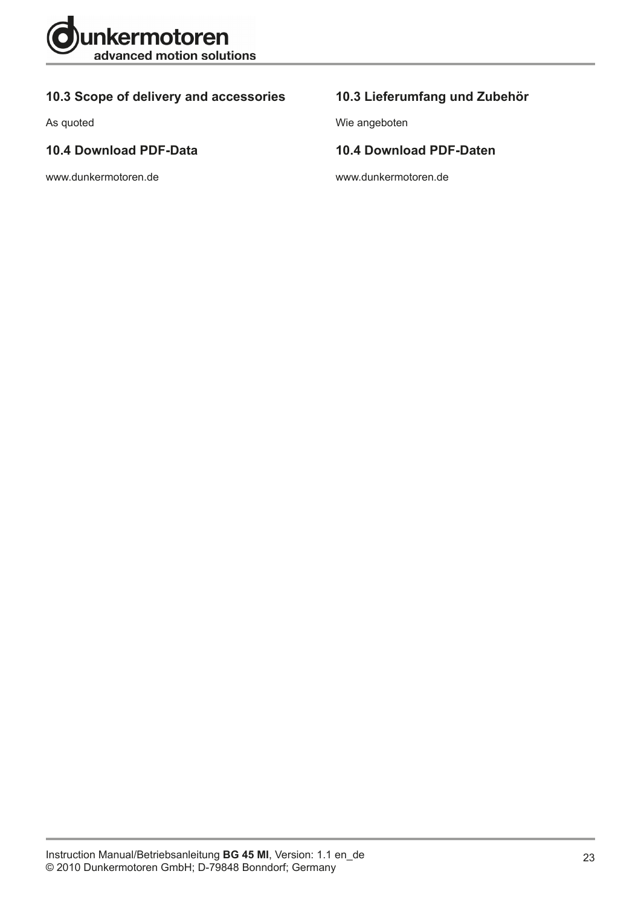### 10.3 Scope of delivery and accessories

As quoted

### 10.4 Download PDF-Data

www.dunkermotoren.de

### 10.3 Lieferumfang und Zubehör

Wie angeboten

### 10.4 Download PDF-Daten

www.dunkermotoren.de